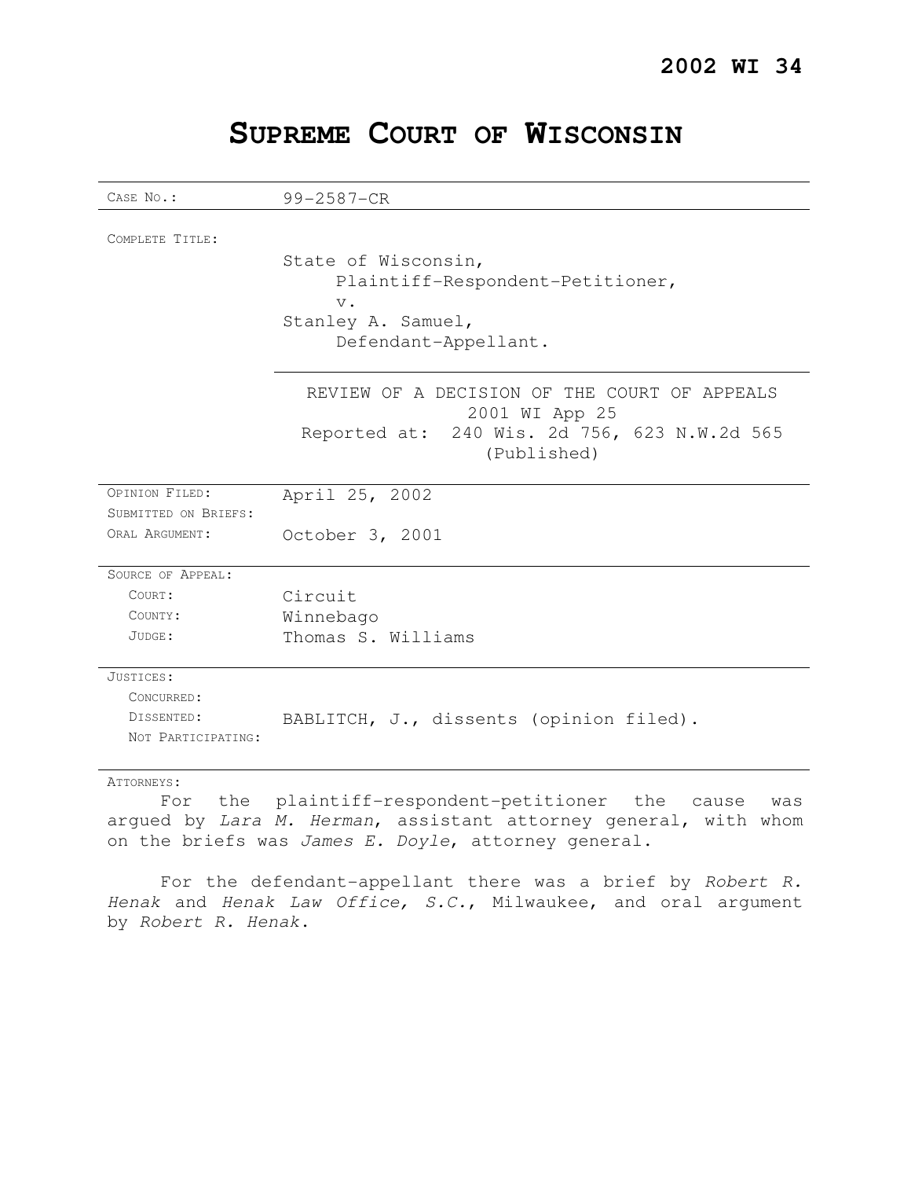**2002 WI 34**

# SUPREME COURT OF WISCONSIN

| | |
|---|---|
| CASE NO.: | 99-2587-CR |
| COMPLETE TITLE: | State of Wisconsin,<br>Plaintiff-Respondent-Petitioner,<br>v.<br>Stanley A. Samuel,<br>Defendant-Appellant. |
| | REVIEW OF A DECISION OF THE COURT OF APPEALS<br>2001 WI App 25<br>Reported at: 240 Wis. 2d 756, 623 N.W.2d 565<br>(Published) |
| OPINION FILED: | April 25, 2002 |
| SUBMITTED ON BRIEFS: | |
| ORAL ARGUMENT: | October 3, 2001 |
| SOURCE OF APPEAL: | |
| COURT: | Circuit |
| COUNTY: | Winnebago |
| JUDGE: | Thomas S. Williams |
| JUSTICES: | |
| CONCURRED: | |
| DISSENTED: | BABLITCH, J., dissents (opinion filed). |
| NOT PARTICIPATING: | |

ATTORNEYS:

For the plaintiff-respondent-petitioner the cause was argued by *Lara M. Herman*, assistant attorney general, with whom on the briefs was *James E. Doyle*, attorney general.

For the defendant-appellant there was a brief by *Robert R. Henak* and *Henak Law Office, S.C.*, Milwaukee, and oral argument by *Robert R. Henak*.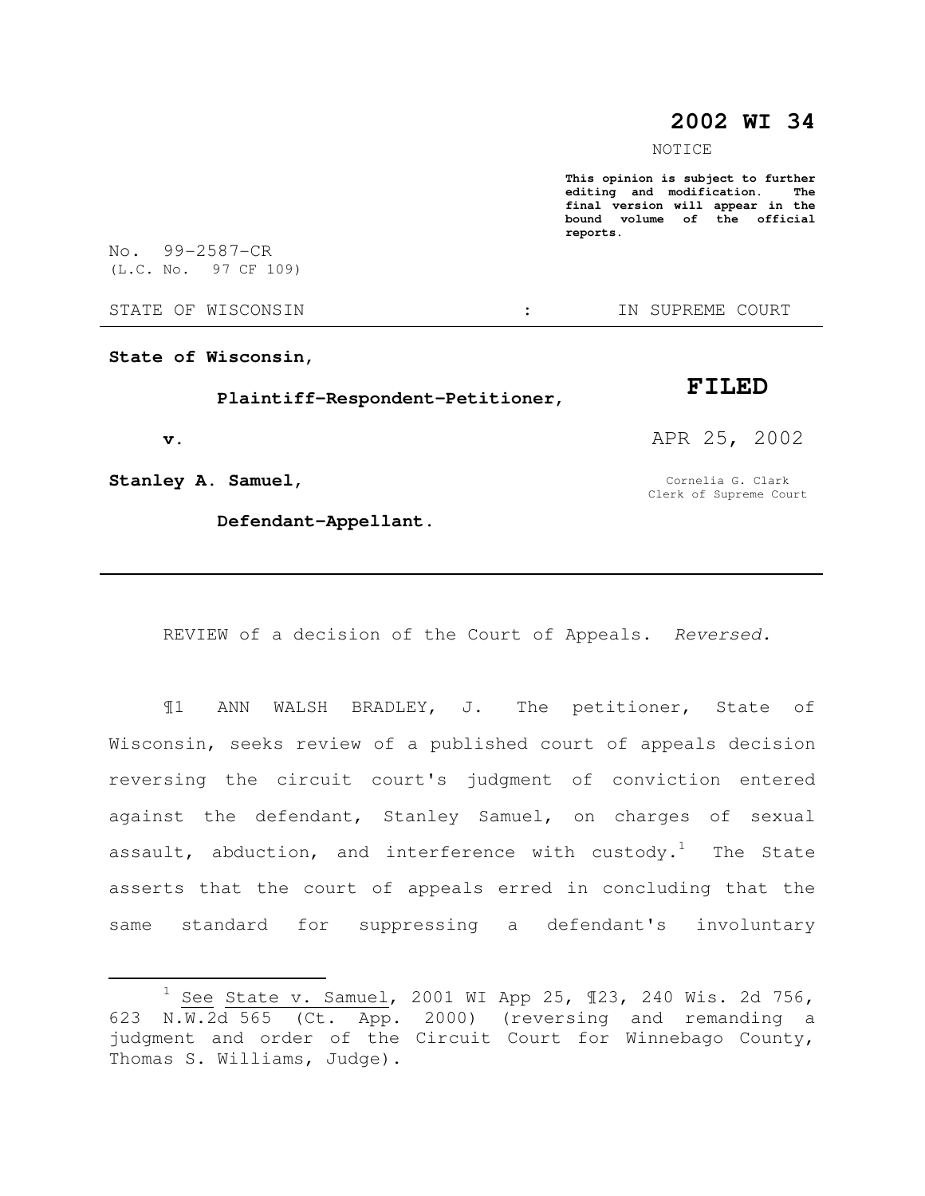# 2002 WI 34

NOTICE

**This opinion is subject to further editing and modification. The final version will appear in the bound volume of the official reports.**

No. 99-2587-CR
(L.C. No. 97 CF 109)

STATE OF WISCONSIN : IN SUPREME COURT

**State of Wisconsin,**

**Plaintiff-Respondent-Petitioner,**

**v.**

**Stanley A. Samuel,**

**Defendant-Appellant.**

**FILED**

APR 25, 2002

Cornelia G. Clark
Clerk of Supreme Court

---

REVIEW of a decision of the Court of Appeals. *Reversed.*

¶1 ANN WALSH BRADLEY, J. The petitioner, State of Wisconsin, seeks review of a published court of appeals decision reversing the circuit court's judgment of conviction entered against the defendant, Stanley Samuel, on charges of sexual assault, abduction, and interference with custody.[1] The State asserts that the court of appeals erred in concluding that the same standard for suppressing a defendant's involuntary

---

[1] See State v. Samuel, 2001 WI App 25, ¶23, 240 Wis. 2d 756, 623 N.W.2d 565 (Ct. App. 2000) (reversing and remanding a judgment and order of the Circuit Court for Winnebago County, Thomas S. Williams, Judge).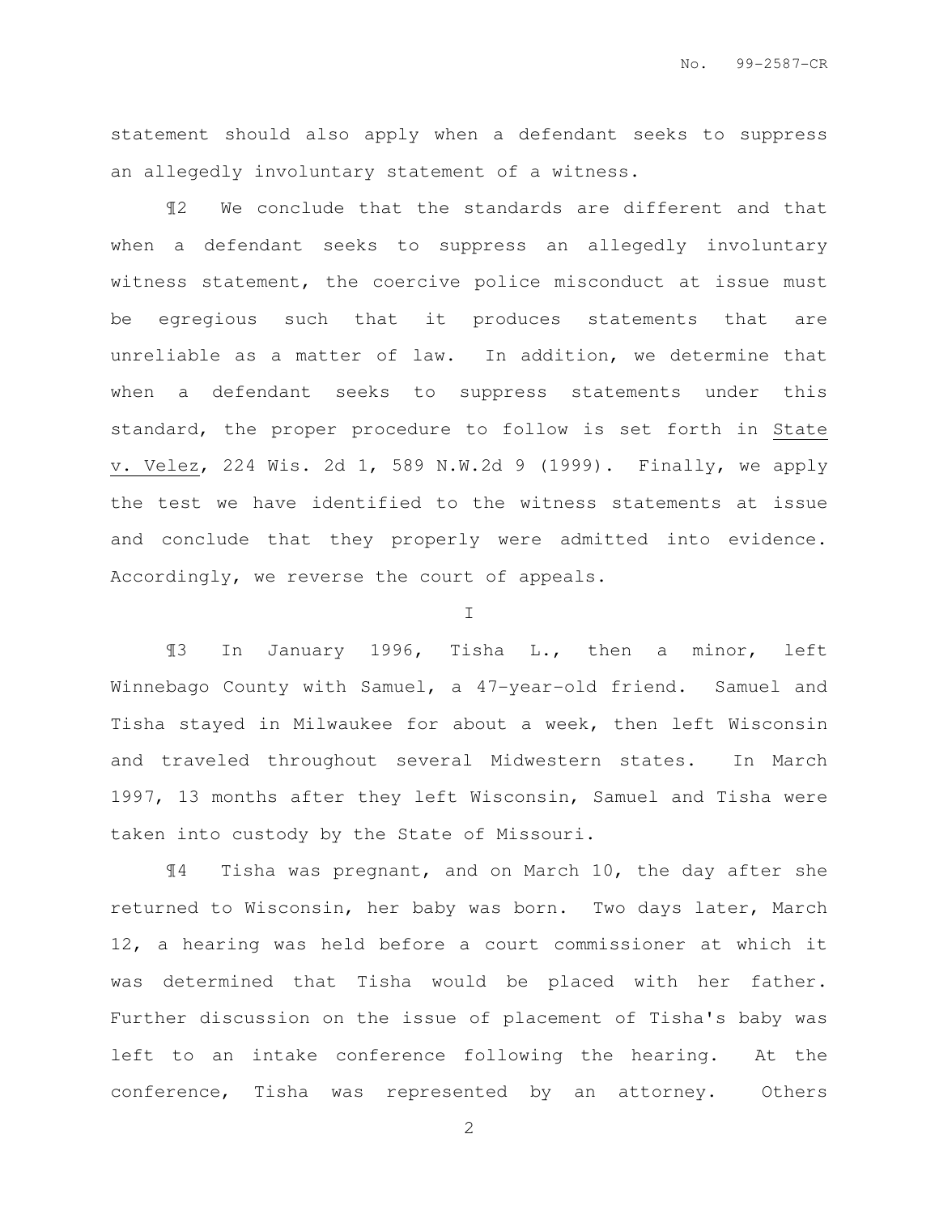statement should also apply when a defendant seeks to suppress an allegedly involuntary statement of a witness.

¶2 We conclude that the standards are different and that when a defendant seeks to suppress an allegedly involuntary witness statement, the coercive police misconduct at issue must be egregious such that it produces statements that are unreliable as a matter of law. In addition, we determine that when a defendant seeks to suppress statements under this standard, the proper procedure to follow is set forth in State v. Velez, 224 Wis. 2d 1, 589 N.W.2d 9 (1999). Finally, we apply the test we have identified to the witness statements at issue and conclude that they properly were admitted into evidence. Accordingly, we reverse the court of appeals.

I

¶3 In January 1996, Tisha L., then a minor, left Winnebago County with Samuel, a 47-year-old friend. Samuel and Tisha stayed in Milwaukee for about a week, then left Wisconsin and traveled throughout several Midwestern states. In March 1997, 13 months after they left Wisconsin, Samuel and Tisha were taken into custody by the State of Missouri.

¶4 Tisha was pregnant, and on March 10, the day after she returned to Wisconsin, her baby was born. Two days later, March 12, a hearing was held before a court commissioner at which it was determined that Tisha would be placed with her father. Further discussion on the issue of placement of Tisha's baby was left to an intake conference following the hearing. At the conference, Tisha was represented by an attorney. Others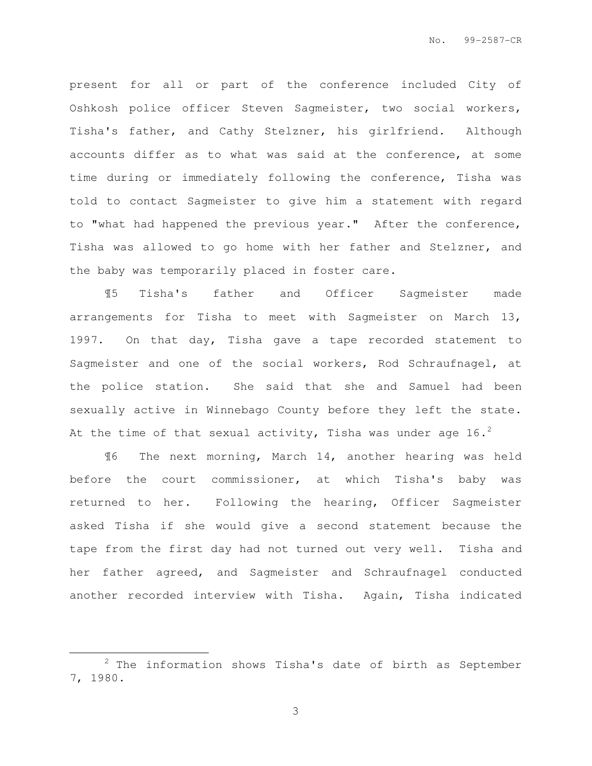present for all or part of the conference included City of Oshkosh police officer Steven Sagmeister, two social workers, Tisha's father, and Cathy Stelzner, his girlfriend. Although accounts differ as to what was said at the conference, at some time during or immediately following the conference, Tisha was told to contact Sagmeister to give him a statement with regard to "what had happened the previous year." After the conference, Tisha was allowed to go home with her father and Stelzner, and the baby was temporarily placed in foster care.

¶5 Tisha's father and Officer Sagmeister made arrangements for Tisha to meet with Sagmeister on March 13, 1997. On that day, Tisha gave a tape recorded statement to Sagmeister and one of the social workers, Rod Schraufnagel, at the police station. She said that she and Samuel had been sexually active in Winnebago County before they left the state. At the time of that sexual activity, Tisha was under age 16.[2]

¶6 The next morning, March 14, another hearing was held before the court commissioner, at which Tisha's baby was returned to her. Following the hearing, Officer Sagmeister asked Tisha if she would give a second statement because the tape from the first day had not turned out very well. Tisha and her father agreed, and Sagmeister and Schraufnagel conducted another recorded interview with Tisha. Again, Tisha indicated

---

[2] The information shows Tisha's date of birth as September 7, 1980.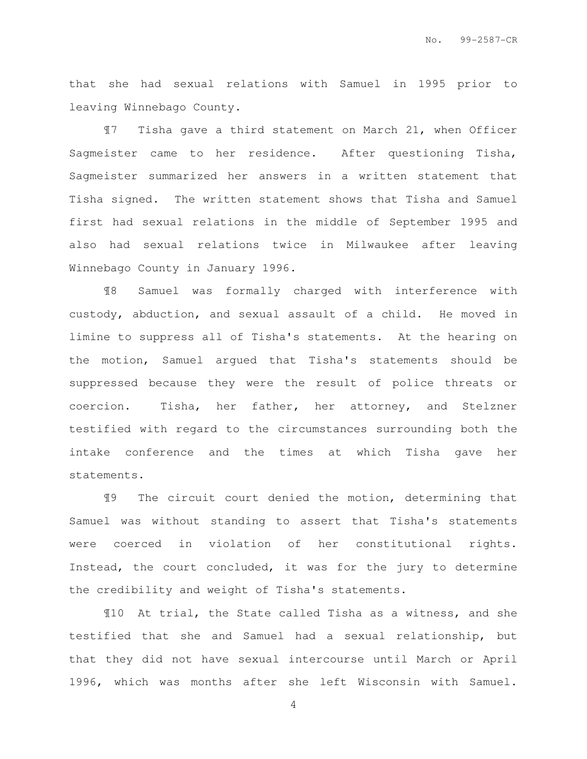that she had sexual relations with Samuel in 1995 prior to leaving Winnebago County.

¶7 Tisha gave a third statement on March 21, when Officer Sagmeister came to her residence. After questioning Tisha, Sagmeister summarized her answers in a written statement that Tisha signed. The written statement shows that Tisha and Samuel first had sexual relations in the middle of September 1995 and also had sexual relations twice in Milwaukee after leaving Winnebago County in January 1996.

¶8 Samuel was formally charged with interference with custody, abduction, and sexual assault of a child. He moved in limine to suppress all of Tisha's statements. At the hearing on the motion, Samuel argued that Tisha's statements should be suppressed because they were the result of police threats or coercion. Tisha, her father, her attorney, and Stelzner testified with regard to the circumstances surrounding both the intake conference and the times at which Tisha gave her statements.

¶9 The circuit court denied the motion, determining that Samuel was without standing to assert that Tisha's statements were coerced in violation of her constitutional rights. Instead, the court concluded, it was for the jury to determine the credibility and weight of Tisha's statements.

¶10 At trial, the State called Tisha as a witness, and she testified that she and Samuel had a sexual relationship, but that they did not have sexual intercourse until March or April 1996, which was months after she left Wisconsin with Samuel.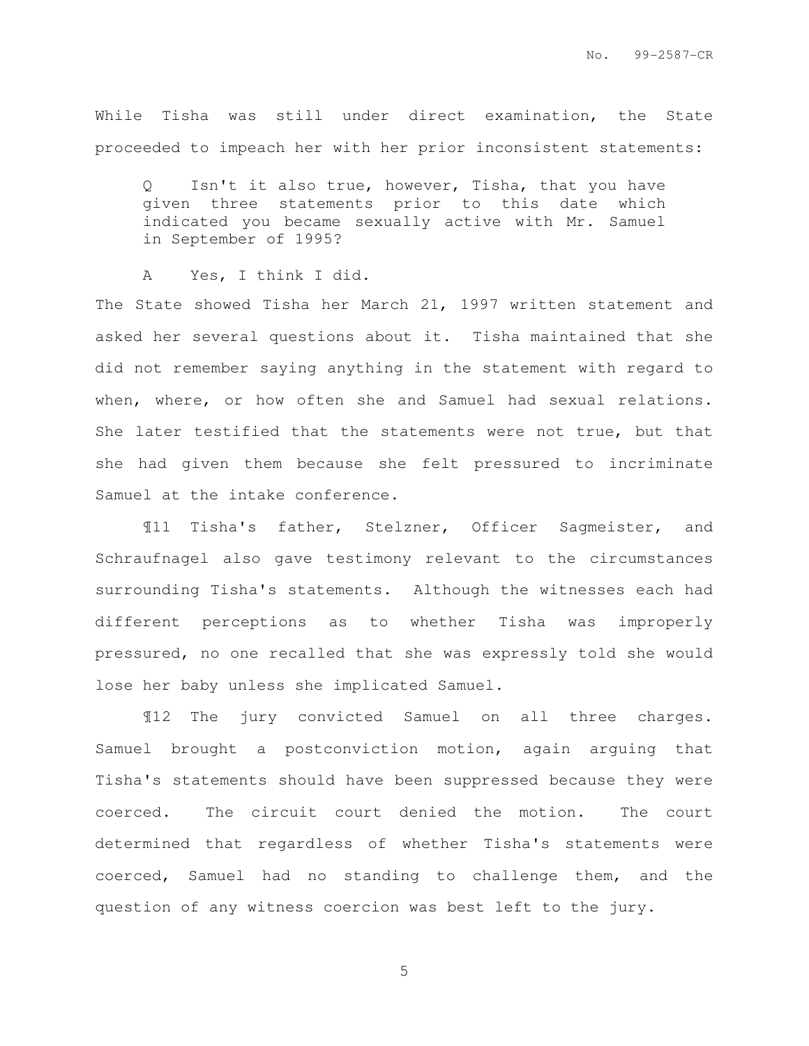While Tisha was still under direct examination, the State proceeded to impeach her with her prior inconsistent statements:

> Q Isn't it also true, however, Tisha, that you have given three statements prior to this date which indicated you became sexually active with Mr. Samuel in September of 1995?
>
> A Yes, I think I did.

The State showed Tisha her March 21, 1997 written statement and asked her several questions about it. Tisha maintained that she did not remember saying anything in the statement with regard to when, where, or how often she and Samuel had sexual relations. She later testified that the statements were not true, but that she had given them because she felt pressured to incriminate Samuel at the intake conference.

¶11 Tisha's father, Stelzner, Officer Sagmeister, and Schraufnagel also gave testimony relevant to the circumstances surrounding Tisha's statements. Although the witnesses each had different perceptions as to whether Tisha was improperly pressured, no one recalled that she was expressly told she would lose her baby unless she implicated Samuel.

¶12 The jury convicted Samuel on all three charges. Samuel brought a postconviction motion, again arguing that Tisha's statements should have been suppressed because they were coerced. The circuit court denied the motion. The court determined that regardless of whether Tisha's statements were coerced, Samuel had no standing to challenge them, and the question of any witness coercion was best left to the jury.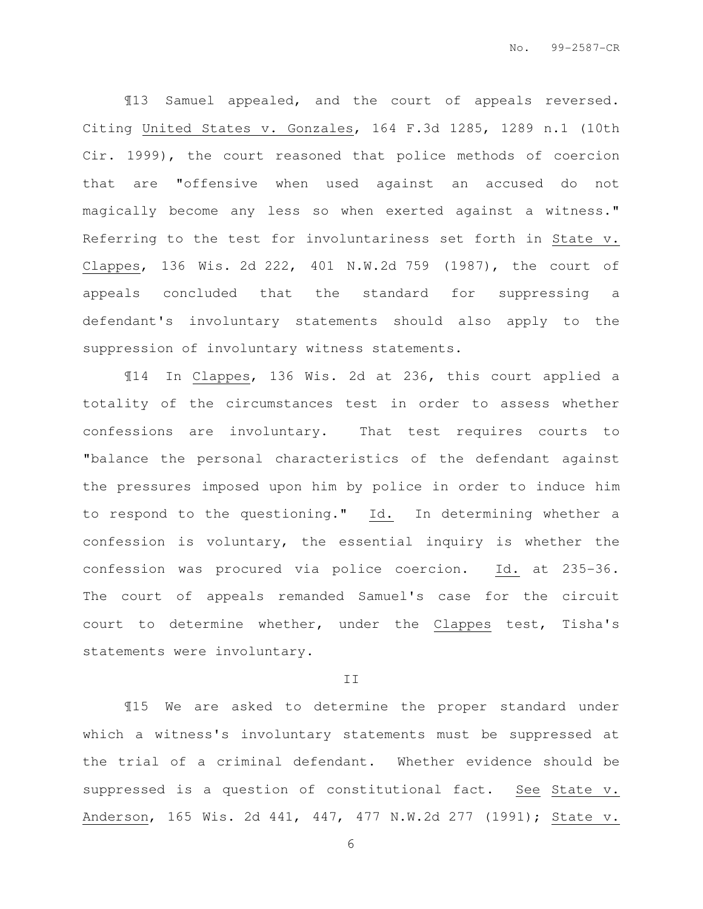¶13 Samuel appealed, and the court of appeals reversed. Citing United States v. Gonzales, 164 F.3d 1285, 1289 n.1 (10th Cir. 1999), the court reasoned that police methods of coercion that are "offensive when used against an accused do not magically become any less so when exerted against a witness." Referring to the test for involuntariness set forth in State v. Clappes, 136 Wis. 2d 222, 401 N.W.2d 759 (1987), the court of appeals concluded that the standard for suppressing a defendant's involuntary statements should also apply to the suppression of involuntary witness statements.

¶14 In Clappes, 136 Wis. 2d at 236, this court applied a totality of the circumstances test in order to assess whether confessions are involuntary. That test requires courts to "balance the personal characteristics of the defendant against the pressures imposed upon him by police in order to induce him to respond to the questioning." Id. In determining whether a confession is voluntary, the essential inquiry is whether the confession was procured via police coercion. Id. at 235-36. The court of appeals remanded Samuel's case for the circuit court to determine whether, under the Clappes test, Tisha's statements were involuntary.

## II

¶15 We are asked to determine the proper standard under which a witness's involuntary statements must be suppressed at the trial of a criminal defendant. Whether evidence should be suppressed is a question of constitutional fact. See State v. Anderson, 165 Wis. 2d 441, 447, 477 N.W.2d 277 (1991); State v.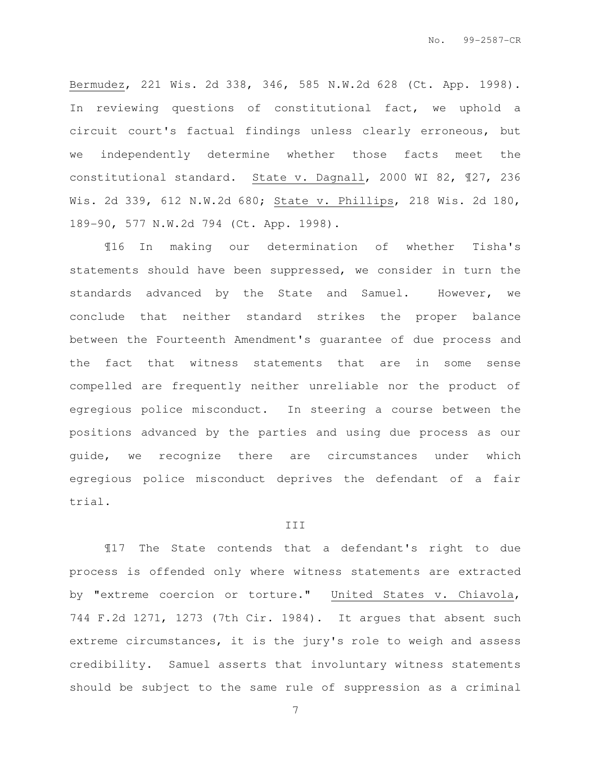Bermudez, 221 Wis. 2d 338, 346, 585 N.W.2d 628 (Ct. App. 1998). In reviewing questions of constitutional fact, we uphold a circuit court's factual findings unless clearly erroneous, but we independently determine whether those facts meet the constitutional standard. State v. Dagnall, 2000 WI 82, ¶27, 236 Wis. 2d 339, 612 N.W.2d 680; State v. Phillips, 218 Wis. 2d 180, 189-90, 577 N.W.2d 794 (Ct. App. 1998).

¶16 In making our determination of whether Tisha's statements should have been suppressed, we consider in turn the standards advanced by the State and Samuel. However, we conclude that neither standard strikes the proper balance between the Fourteenth Amendment's guarantee of due process and the fact that witness statements that are in some sense compelled are frequently neither unreliable nor the product of egregious police misconduct. In steering a course between the positions advanced by the parties and using due process as our guide, we recognize there are circumstances under which egregious police misconduct deprives the defendant of a fair trial.

## III

¶17 The State contends that a defendant's right to due process is offended only where witness statements are extracted by "extreme coercion or torture." United States v. Chiavola, 744 F.2d 1271, 1273 (7th Cir. 1984). It argues that absent such extreme circumstances, it is the jury's role to weigh and assess credibility. Samuel asserts that involuntary witness statements should be subject to the same rule of suppression as a criminal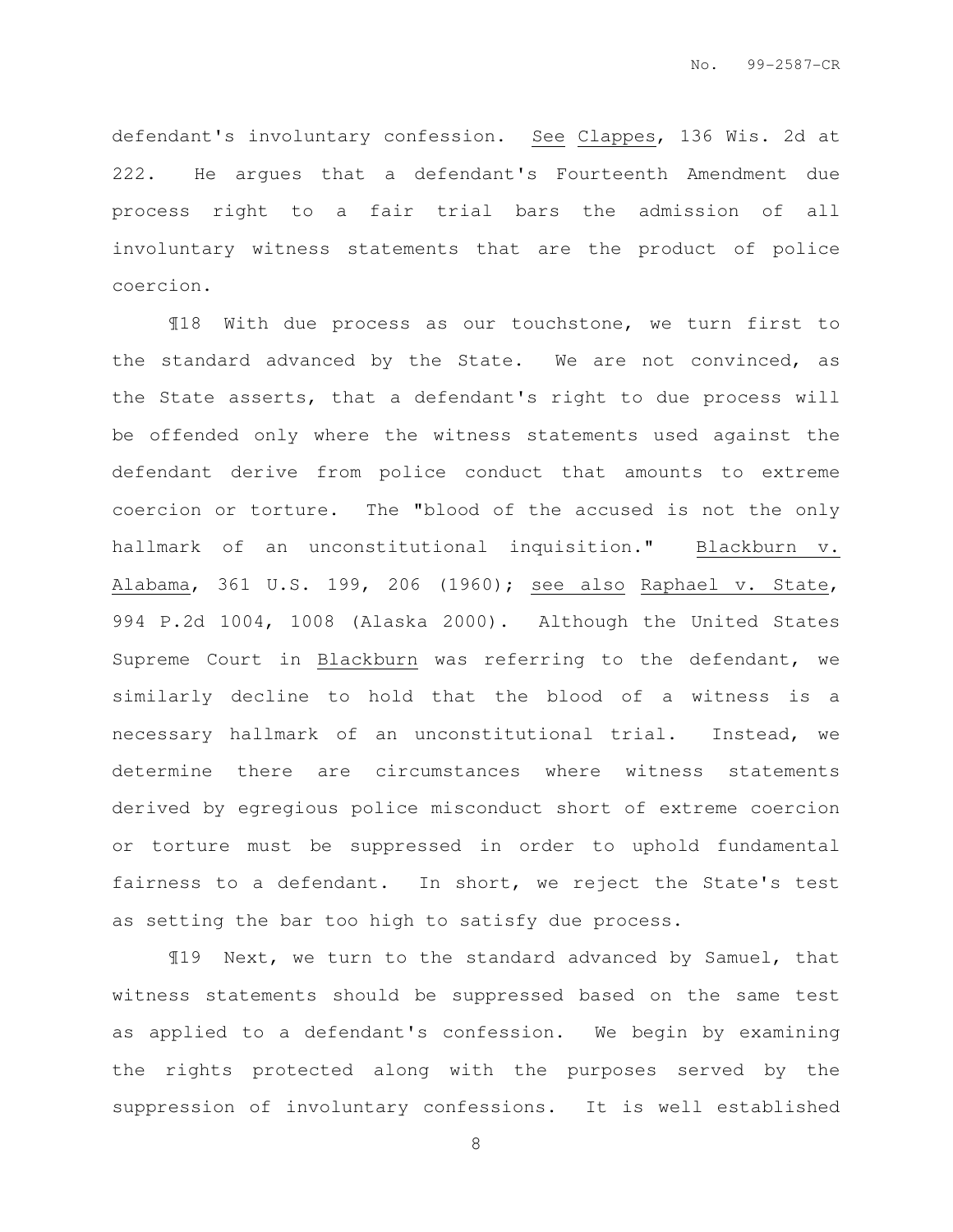defendant's involuntary confession. See Clappes, 136 Wis. 2d at 222. He argues that a defendant's Fourteenth Amendment due process right to a fair trial bars the admission of all involuntary witness statements that are the product of police coercion.

¶18 With due process as our touchstone, we turn first to the standard advanced by the State. We are not convinced, as the State asserts, that a defendant's right to due process will be offended only where the witness statements used against the defendant derive from police conduct that amounts to extreme coercion or torture. The "blood of the accused is not the only hallmark of an unconstitutional inquisition." Blackburn v. Alabama, 361 U.S. 199, 206 (1960); see also Raphael v. State, 994 P.2d 1004, 1008 (Alaska 2000). Although the United States Supreme Court in Blackburn was referring to the defendant, we similarly decline to hold that the blood of a witness is a necessary hallmark of an unconstitutional trial. Instead, we determine there are circumstances where witness statements derived by egregious police misconduct short of extreme coercion or torture must be suppressed in order to uphold fundamental fairness to a defendant. In short, we reject the State's test as setting the bar too high to satisfy due process.

¶19 Next, we turn to the standard advanced by Samuel, that witness statements should be suppressed based on the same test as applied to a defendant's confession. We begin by examining the rights protected along with the purposes served by the suppression of involuntary confessions. It is well established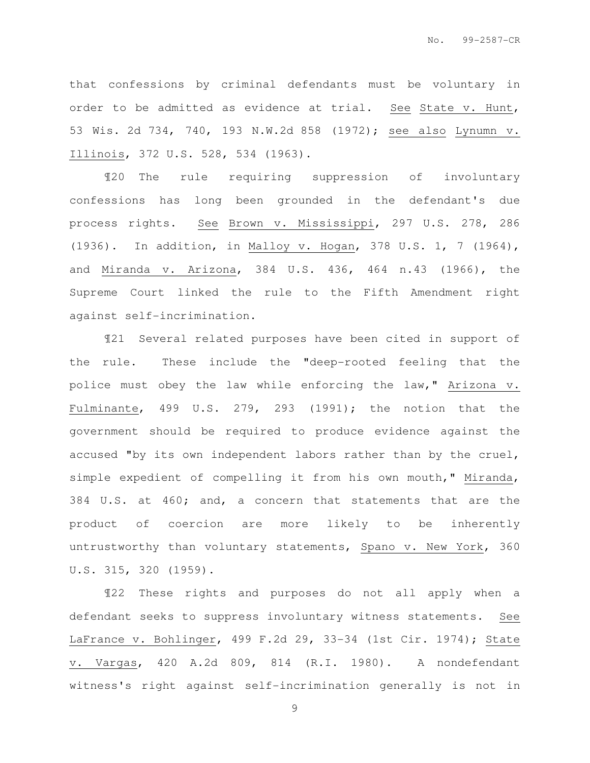that confessions by criminal defendants must be voluntary in order to be admitted as evidence at trial. See State v. Hunt, 53 Wis. 2d 734, 740, 193 N.W.2d 858 (1972); see also Lynumn v. Illinois, 372 U.S. 528, 534 (1963).

¶20 The rule requiring suppression of involuntary confessions has long been grounded in the defendant's due process rights. See Brown v. Mississippi, 297 U.S. 278, 286 (1936). In addition, in Malloy v. Hogan, 378 U.S. 1, 7 (1964), and Miranda v. Arizona, 384 U.S. 436, 464 n.43 (1966), the Supreme Court linked the rule to the Fifth Amendment right against self-incrimination.

¶21 Several related purposes have been cited in support of the rule. These include the "deep-rooted feeling that the police must obey the law while enforcing the law," Arizona v. Fulminante, 499 U.S. 279, 293 (1991); the notion that the government should be required to produce evidence against the accused "by its own independent labors rather than by the cruel, simple expedient of compelling it from his own mouth," Miranda, 384 U.S. at 460; and, a concern that statements that are the product of coercion are more likely to be inherently untrustworthy than voluntary statements, Spano v. New York, 360 U.S. 315, 320 (1959).

¶22 These rights and purposes do not all apply when a defendant seeks to suppress involuntary witness statements. See LaFrance v. Bohlinger, 499 F.2d 29, 33-34 (1st Cir. 1974); State v. Vargas, 420 A.2d 809, 814 (R.I. 1980). A nondefendant witness's right against self-incrimination generally is not in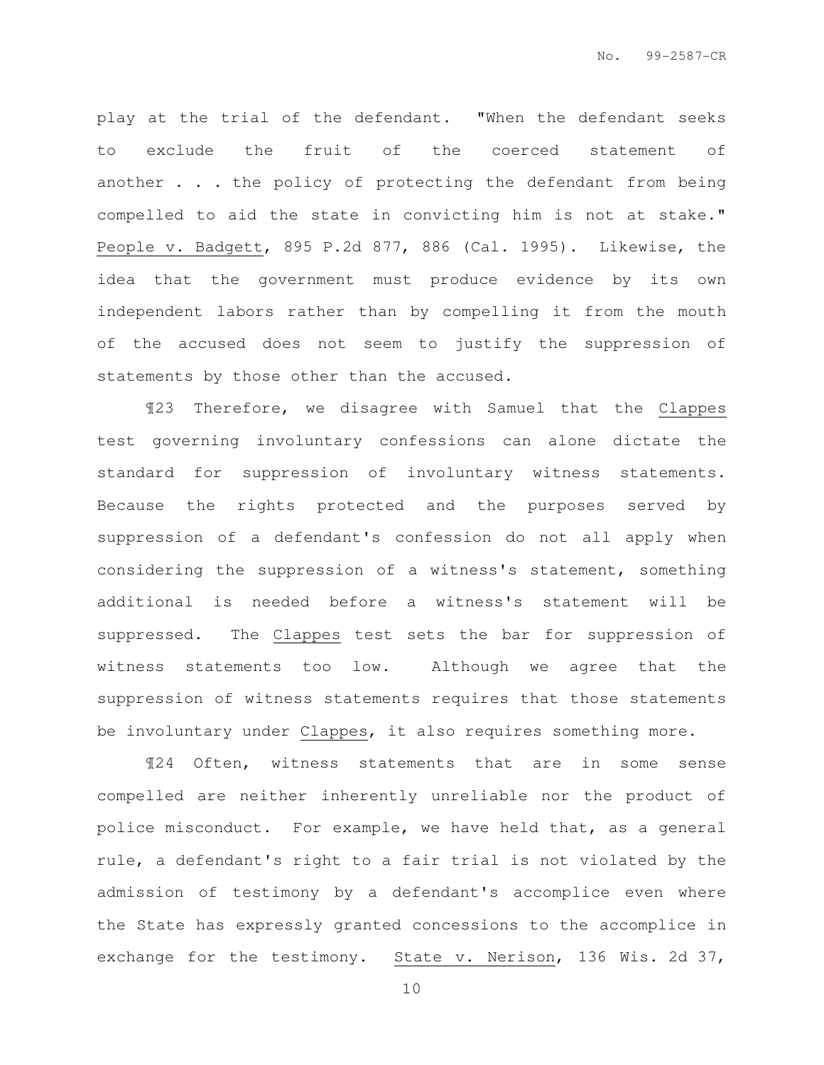play at the trial of the defendant. "When the defendant seeks to exclude the fruit of the coerced statement of another . . . the policy of protecting the defendant from being compelled to aid the state in convicting him is not at stake." People v. Badgett, 895 P.2d 877, 886 (Cal. 1995). Likewise, the idea that the government must produce evidence by its own independent labors rather than by compelling it from the mouth of the accused does not seem to justify the suppression of statements by those other than the accused.

¶23 Therefore, we disagree with Samuel that the Clappes test governing involuntary confessions can alone dictate the standard for suppression of involuntary witness statements. Because the rights protected and the purposes served by suppression of a defendant's confession do not all apply when considering the suppression of a witness's statement, something additional is needed before a witness's statement will be suppressed. The Clappes test sets the bar for suppression of witness statements too low. Although we agree that the suppression of witness statements requires that those statements be involuntary under Clappes, it also requires something more.

¶24 Often, witness statements that are in some sense compelled are neither inherently unreliable nor the product of police misconduct. For example, we have held that, as a general rule, a defendant's right to a fair trial is not violated by the admission of testimony by a defendant's accomplice even where the State has expressly granted concessions to the accomplice in exchange for the testimony. State v. Nerison, 136 Wis. 2d 37,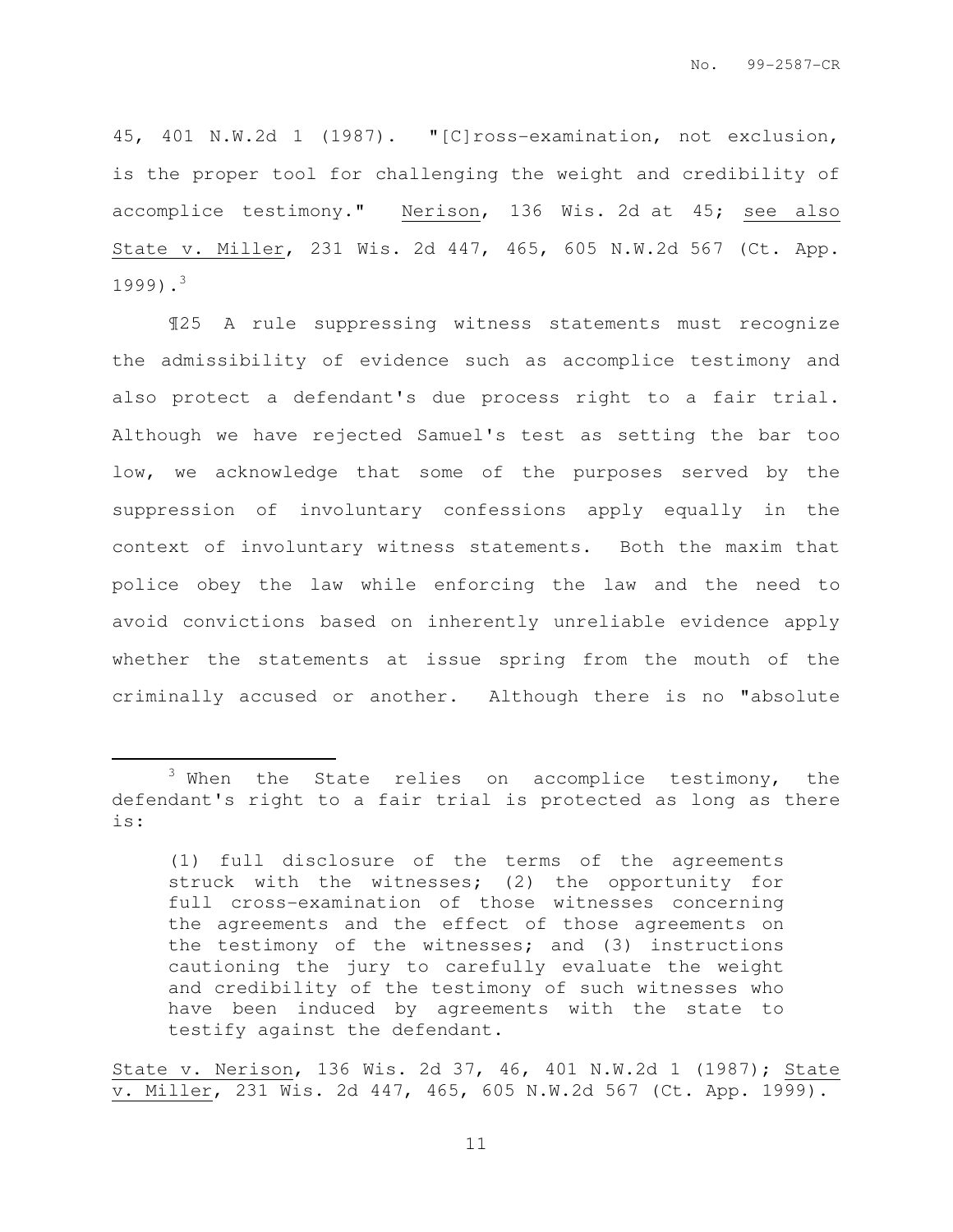45, 401 N.W.2d 1 (1987). "[C]ross-examination, not exclusion, is the proper tool for challenging the weight and credibility of accomplice testimony." Nerison, 136 Wis. 2d at 45; see also State v. Miller, 231 Wis. 2d 447, 465, 605 N.W.2d 567 (Ct. App. 1999).[3]

¶25 A rule suppressing witness statements must recognize the admissibility of evidence such as accomplice testimony and also protect a defendant's due process right to a fair trial. Although we have rejected Samuel's test as setting the bar too low, we acknowledge that some of the purposes served by the suppression of involuntary confessions apply equally in the context of involuntary witness statements. Both the maxim that police obey the law while enforcing the law and the need to avoid convictions based on inherently unreliable evidence apply whether the statements at issue spring from the mouth of the criminally accused or another. Although there is no "absolute

---

[3] When the State relies on accomplice testimony, the defendant's right to a fair trial is protected as long as there is:

> (1) full disclosure of the terms of the agreements struck with the witnesses; (2) the opportunity for full cross-examination of those witnesses concerning the agreements and the effect of those agreements on the testimony of the witnesses; and (3) instructions cautioning the jury to carefully evaluate the weight and credibility of the testimony of such witnesses who have been induced by agreements with the state to testify against the defendant.

State v. Nerison, 136 Wis. 2d 37, 46, 401 N.W.2d 1 (1987); State v. Miller, 231 Wis. 2d 447, 465, 605 N.W.2d 567 (Ct. App. 1999).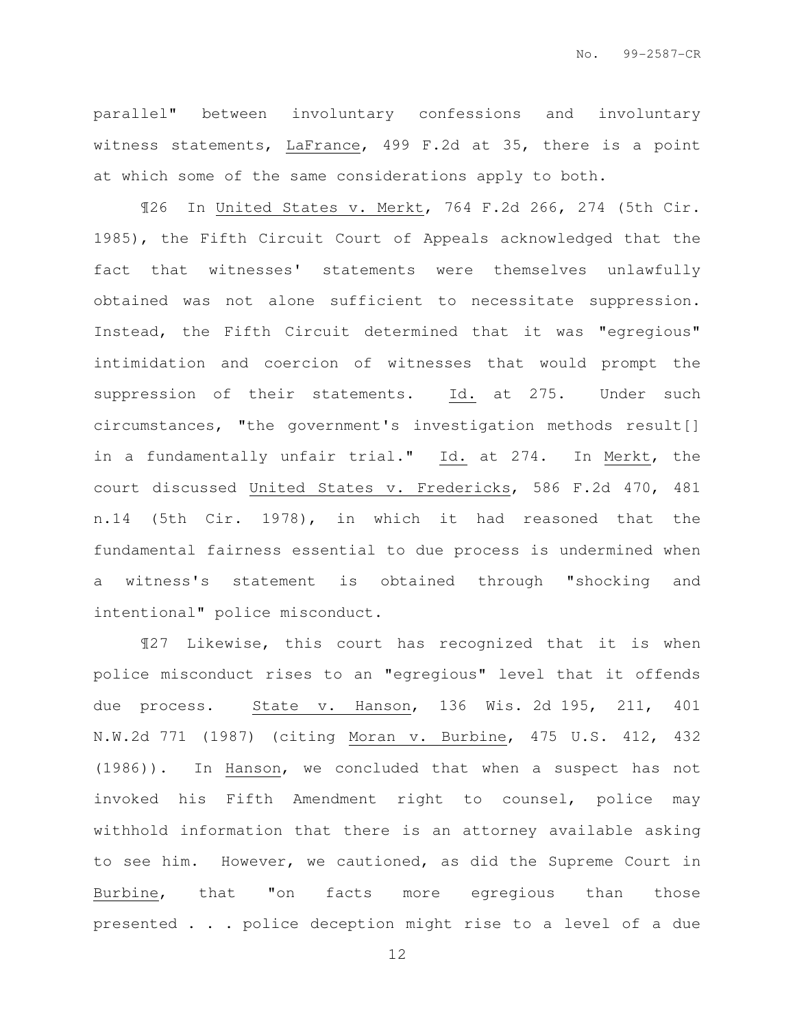parallel" between involuntary confessions and involuntary witness statements, LaFrance, 499 F.2d at 35, there is a point at which some of the same considerations apply to both.

¶26 In United States v. Merkt, 764 F.2d 266, 274 (5th Cir. 1985), the Fifth Circuit Court of Appeals acknowledged that the fact that witnesses' statements were themselves unlawfully obtained was not alone sufficient to necessitate suppression. Instead, the Fifth Circuit determined that it was "egregious" intimidation and coercion of witnesses that would prompt the suppression of their statements. Id. at 275. Under such circumstances, "the government's investigation methods result[] in a fundamentally unfair trial." Id. at 274. In Merkt, the court discussed United States v. Fredericks, 586 F.2d 470, 481 n.14 (5th Cir. 1978), in which it had reasoned that the fundamental fairness essential to due process is undermined when a witness's statement is obtained through "shocking and intentional" police misconduct.

¶27 Likewise, this court has recognized that it is when police misconduct rises to an "egregious" level that it offends due process. State v. Hanson, 136 Wis. 2d 195, 211, 401 N.W.2d 771 (1987) (citing Moran v. Burbine, 475 U.S. 412, 432 (1986)). In Hanson, we concluded that when a suspect has not invoked his Fifth Amendment right to counsel, police may withhold information that there is an attorney available asking to see him. However, we cautioned, as did the Supreme Court in Burbine, that "on facts more egregious than those presented . . . police deception might rise to a level of a due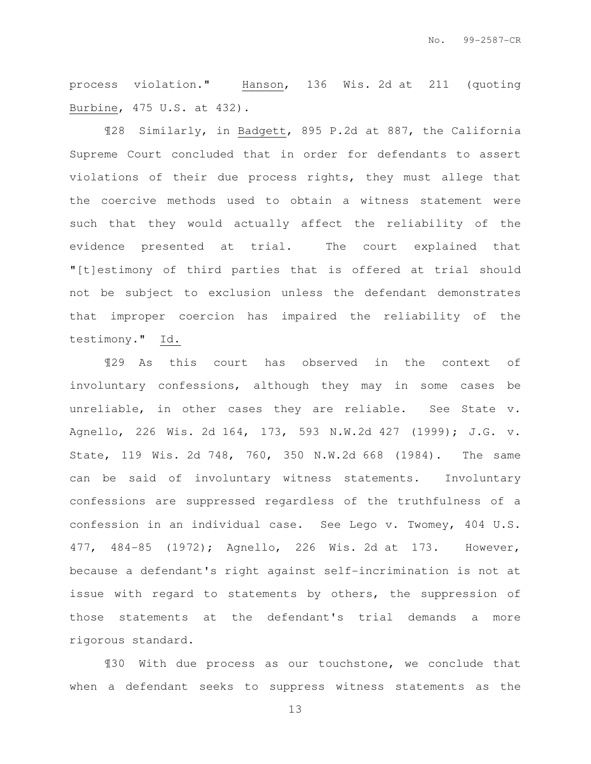process violation." Hanson, 136 Wis. 2d at 211 (quoting Burbine, 475 U.S. at 432).

¶28 Similarly, in Badgett, 895 P.2d at 887, the California Supreme Court concluded that in order for defendants to assert violations of their due process rights, they must allege that the coercive methods used to obtain a witness statement were such that they would actually affect the reliability of the evidence presented at trial. The court explained that "[t]estimony of third parties that is offered at trial should not be subject to exclusion unless the defendant demonstrates that improper coercion has impaired the reliability of the testimony." Id.

¶29 As this court has observed in the context of involuntary confessions, although they may in some cases be unreliable, in other cases they are reliable. See State v. Agnello, 226 Wis. 2d 164, 173, 593 N.W.2d 427 (1999); J.G. v. State, 119 Wis. 2d 748, 760, 350 N.W.2d 668 (1984). The same can be said of involuntary witness statements. Involuntary confessions are suppressed regardless of the truthfulness of a confession in an individual case. See Lego v. Twomey, 404 U.S. 477, 484-85 (1972); Agnello, 226 Wis. 2d at 173. However, because a defendant's right against self-incrimination is not at issue with regard to statements by others, the suppression of those statements at the defendant's trial demands a more rigorous standard.

¶30 With due process as our touchstone, we conclude that when a defendant seeks to suppress witness statements as the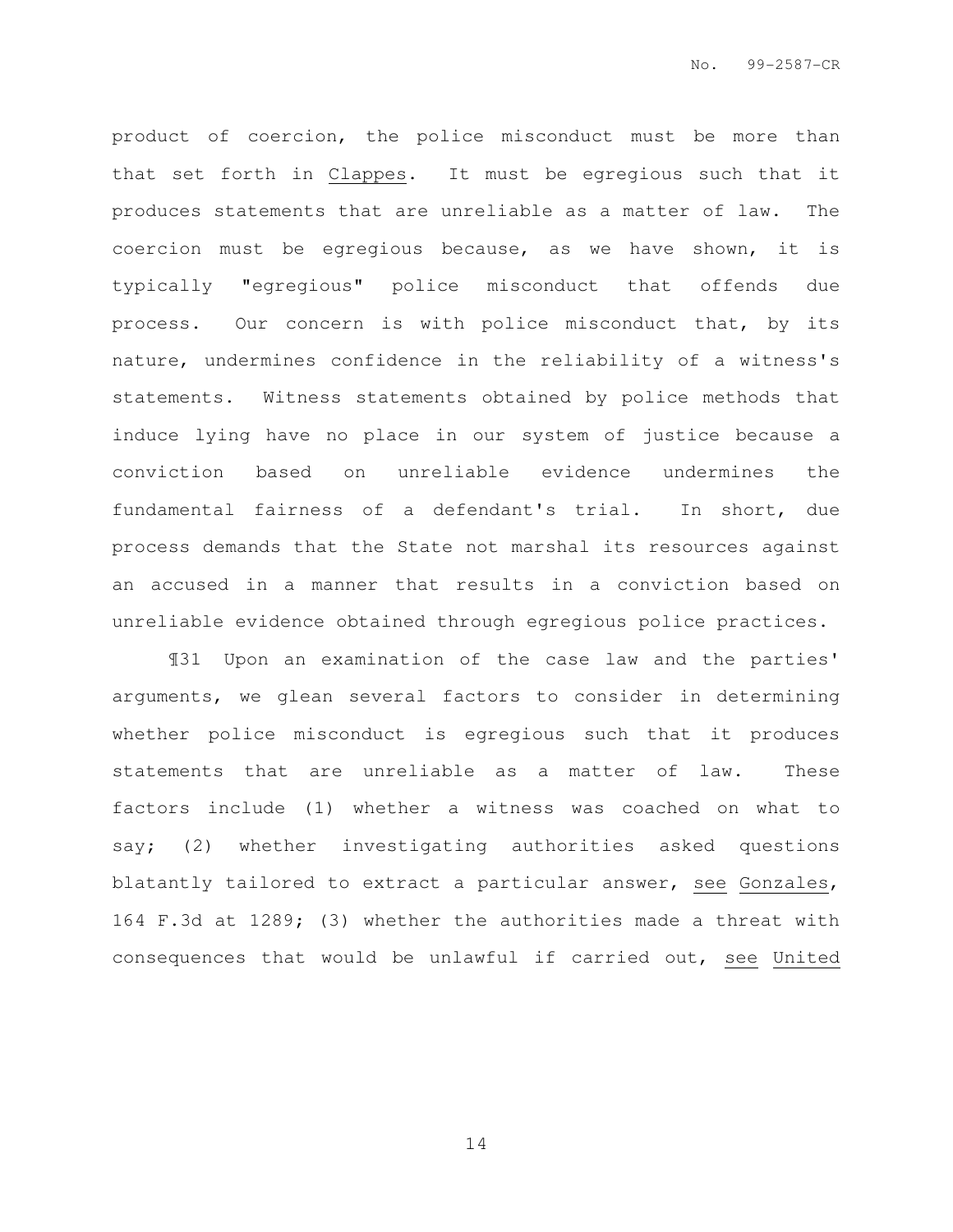product of coercion, the police misconduct must be more than that set forth in Clappes. It must be egregious such that it produces statements that are unreliable as a matter of law. The coercion must be egregious because, as we have shown, it is typically "egregious" police misconduct that offends due process. Our concern is with police misconduct that, by its nature, undermines confidence in the reliability of a witness's statements. Witness statements obtained by police methods that induce lying have no place in our system of justice because a conviction based on unreliable evidence undermines the fundamental fairness of a defendant's trial. In short, due process demands that the State not marshal its resources against an accused in a manner that results in a conviction based on unreliable evidence obtained through egregious police practices.

¶31 Upon an examination of the case law and the parties' arguments, we glean several factors to consider in determining whether police misconduct is egregious such that it produces statements that are unreliable as a matter of law. These factors include (1) whether a witness was coached on what to say; (2) whether investigating authorities asked questions blatantly tailored to extract a particular answer, see Gonzales, 164 F.3d at 1289; (3) whether the authorities made a threat with consequences that would be unlawful if carried out, see United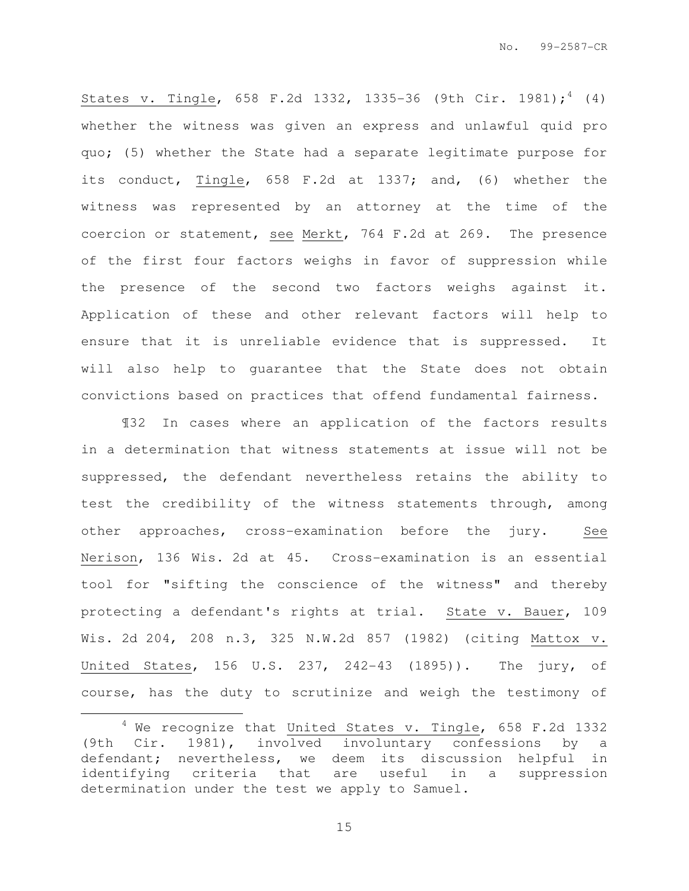States v. Tingle, 658 F.2d 1332, 1335-36 (9th Cir. 1981);[4] (4) whether the witness was given an express and unlawful quid pro quo; (5) whether the State had a separate legitimate purpose for its conduct, Tingle, 658 F.2d at 1337; and, (6) whether the witness was represented by an attorney at the time of the coercion or statement, see Merkt, 764 F.2d at 269. The presence of the first four factors weighs in favor of suppression while the presence of the second two factors weighs against it. Application of these and other relevant factors will help to ensure that it is unreliable evidence that is suppressed. It will also help to guarantee that the State does not obtain convictions based on practices that offend fundamental fairness.

¶32 In cases where an application of the factors results in a determination that witness statements at issue will not be suppressed, the defendant nevertheless retains the ability to test the credibility of the witness statements through, among other approaches, cross-examination before the jury. See Nerison, 136 Wis. 2d at 45. Cross-examination is an essential tool for "sifting the conscience of the witness" and thereby protecting a defendant's rights at trial. State v. Bauer, 109 Wis. 2d 204, 208 n.3, 325 N.W.2d 857 (1982) (citing Mattox v. United States, 156 U.S. 237, 242-43 (1895)). The jury, of course, has the duty to scrutinize and weigh the testimony of

---

[4] We recognize that United States v. Tingle, 658 F.2d 1332 (9th Cir. 1981), involved involuntary confessions by a defendant; nevertheless, we deem its discussion helpful in identifying criteria that are useful in a suppression determination under the test we apply to Samuel.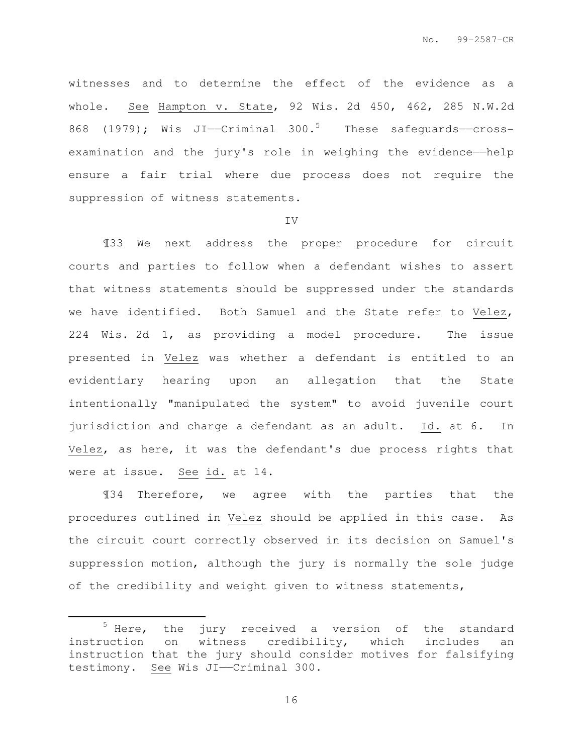witnesses and to determine the effect of the evidence as a whole. See Hampton v. State, 92 Wis. 2d 450, 462, 285 N.W.2d 868 (1979); Wis JI——Criminal 300.[5] These safeguards——cross-examination and the jury's role in weighing the evidence——help ensure a fair trial where due process does not require the suppression of witness statements.

IV

¶33 We next address the proper procedure for circuit courts and parties to follow when a defendant wishes to assert that witness statements should be suppressed under the standards we have identified. Both Samuel and the State refer to Velez, 224 Wis. 2d 1, as providing a model procedure. The issue presented in Velez was whether a defendant is entitled to an evidentiary hearing upon an allegation that the State intentionally "manipulated the system" to avoid juvenile court jurisdiction and charge a defendant as an adult. Id. at 6. In Velez, as here, it was the defendant's due process rights that were at issue. See id. at 14.

¶34 Therefore, we agree with the parties that the procedures outlined in Velez should be applied in this case. As the circuit court correctly observed in its decision on Samuel's suppression motion, although the jury is normally the sole judge of the credibility and weight given to witness statements,

---

[5] Here, the jury received a version of the standard instruction on witness credibility, which includes an instruction that the jury should consider motives for falsifying testimony. See Wis JI——Criminal 300.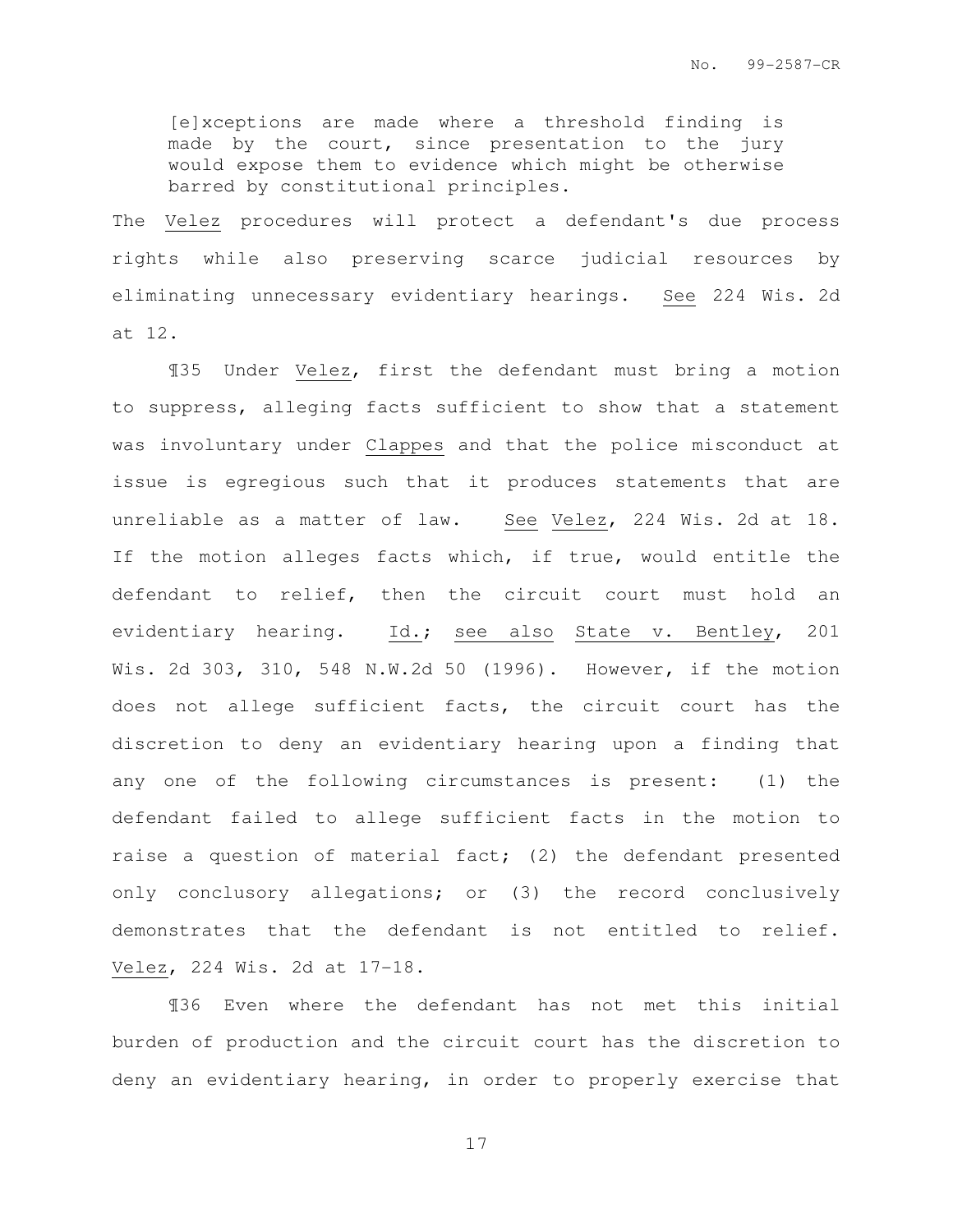> [e]xceptions are made where a threshold finding is made by the court, since presentation to the jury would expose them to evidence which might be otherwise barred by constitutional principles.

The _Velez_ procedures will protect a defendant's due process rights while also preserving scarce judicial resources by eliminating unnecessary evidentiary hearings. _See_ 224 Wis. 2d at 12.

¶35 Under _Velez_, first the defendant must bring a motion to suppress, alleging facts sufficient to show that a statement was involuntary under _Clappes_ and that the police misconduct at issue is egregious such that it produces statements that are unreliable as a matter of law. _See_ _Velez_, 224 Wis. 2d at 18. If the motion alleges facts which, if true, would entitle the defendant to relief, then the circuit court must hold an evidentiary hearing. _Id._; _see also_ _State v. Bentley_, 201 Wis. 2d 303, 310, 548 N.W.2d 50 (1996). However, if the motion does not allege sufficient facts, the circuit court has the discretion to deny an evidentiary hearing upon a finding that any one of the following circumstances is present: (1) the defendant failed to allege sufficient facts in the motion to raise a question of material fact; (2) the defendant presented only conclusory allegations; or (3) the record conclusively demonstrates that the defendant is not entitled to relief. _Velez_, 224 Wis. 2d at 17-18.

¶36 Even where the defendant has not met this initial burden of production and the circuit court has the discretion to deny an evidentiary hearing, in order to properly exercise that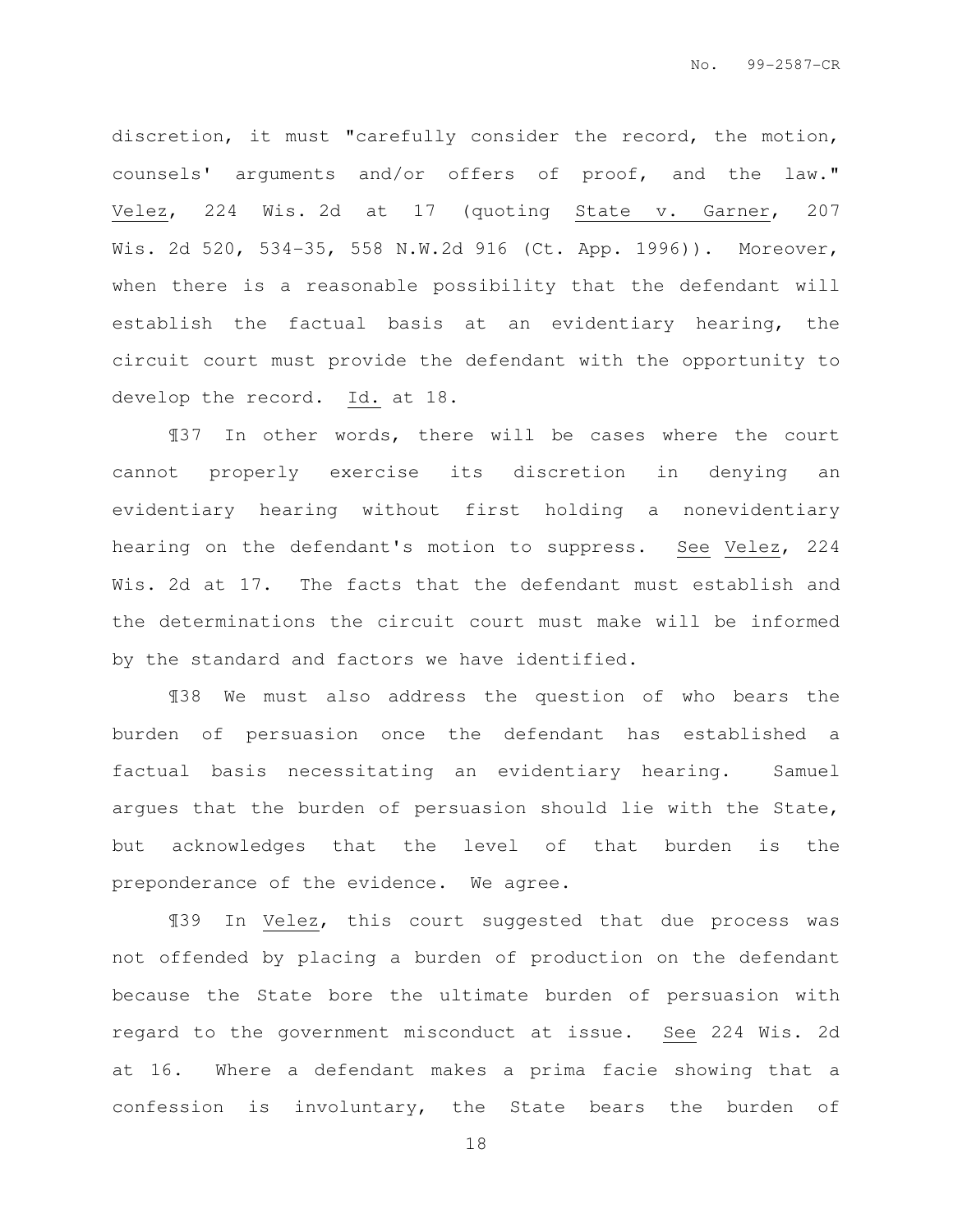discretion, it must "carefully consider the record, the motion, counsels' arguments and/or offers of proof, and the law." Velez, 224 Wis. 2d at 17 (quoting State v. Garner, 207 Wis. 2d 520, 534-35, 558 N.W.2d 916 (Ct. App. 1996)). Moreover, when there is a reasonable possibility that the defendant will establish the factual basis at an evidentiary hearing, the circuit court must provide the defendant with the opportunity to develop the record. Id. at 18.

¶37 In other words, there will be cases where the court cannot properly exercise its discretion in denying an evidentiary hearing without first holding a nonevidentiary hearing on the defendant's motion to suppress. See Velez, 224 Wis. 2d at 17. The facts that the defendant must establish and the determinations the circuit court must make will be informed by the standard and factors we have identified.

¶38 We must also address the question of who bears the burden of persuasion once the defendant has established a factual basis necessitating an evidentiary hearing. Samuel argues that the burden of persuasion should lie with the State, but acknowledges that the level of that burden is the preponderance of the evidence. We agree.

¶39 In Velez, this court suggested that due process was not offended by placing a burden of production on the defendant because the State bore the ultimate burden of persuasion with regard to the government misconduct at issue. See 224 Wis. 2d at 16. Where a defendant makes a prima facie showing that a confession is involuntary, the State bears the burden of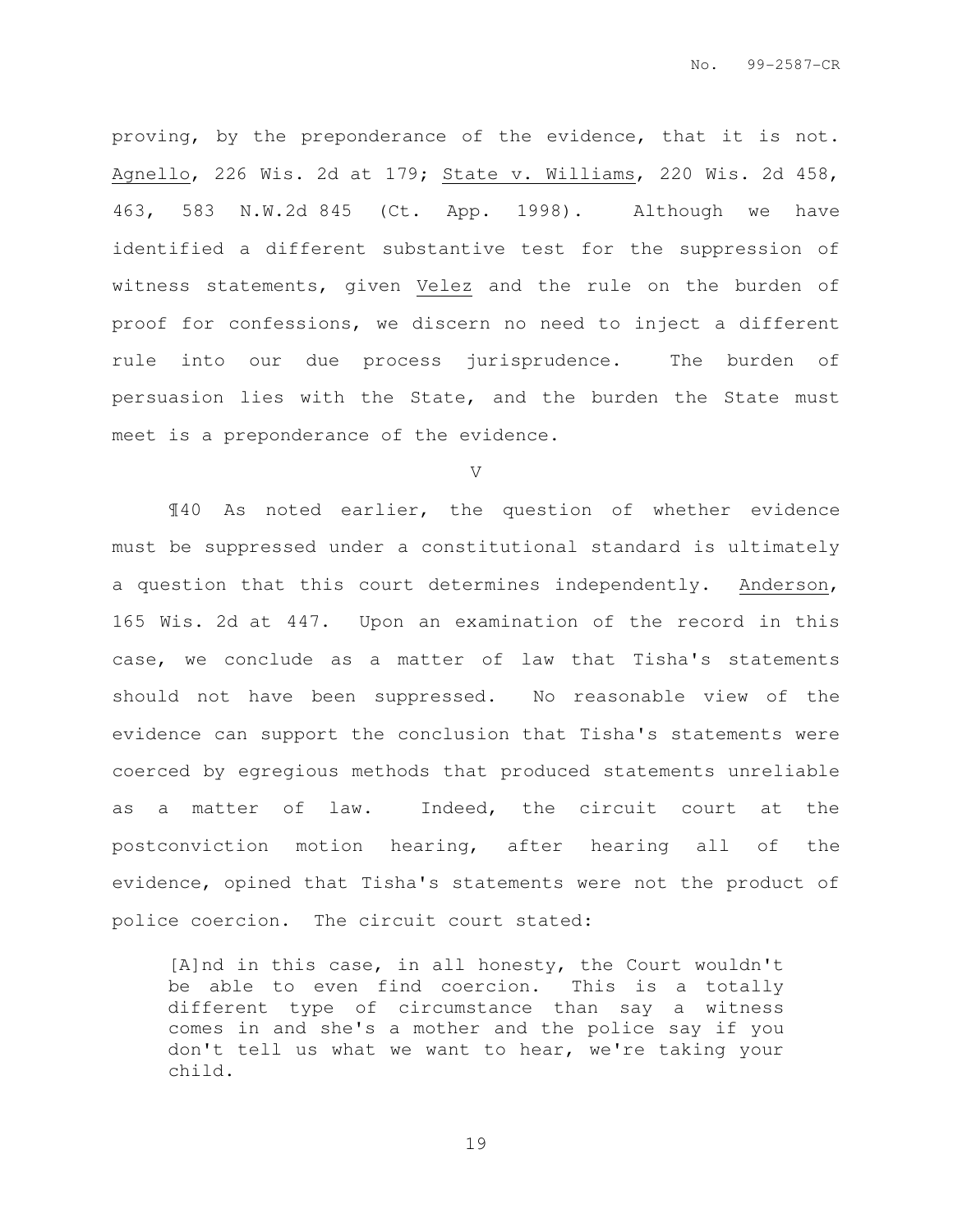proving, by the preponderance of the evidence, that it is not. Agnello, 226 Wis. 2d at 179; State v. Williams, 220 Wis. 2d 458, 463, 583 N.W.2d 845 (Ct. App. 1998). Although we have identified a different substantive test for the suppression of witness statements, given Velez and the rule on the burden of proof for confessions, we discern no need to inject a different rule into our due process jurisprudence. The burden of persuasion lies with the State, and the burden the State must meet is a preponderance of the evidence.

V

¶40 As noted earlier, the question of whether evidence must be suppressed under a constitutional standard is ultimately a question that this court determines independently. Anderson, 165 Wis. 2d at 447. Upon an examination of the record in this case, we conclude as a matter of law that Tisha's statements should not have been suppressed. No reasonable view of the evidence can support the conclusion that Tisha's statements were coerced by egregious methods that produced statements unreliable as a matter of law. Indeed, the circuit court at the postconviction motion hearing, after hearing all of the evidence, opined that Tisha's statements were not the product of police coercion. The circuit court stated:

> [A]nd in this case, in all honesty, the Court wouldn't be able to even find coercion. This is a totally different type of circumstance than say a witness comes in and she's a mother and the police say if you don't tell us what we want to hear, we're taking your child.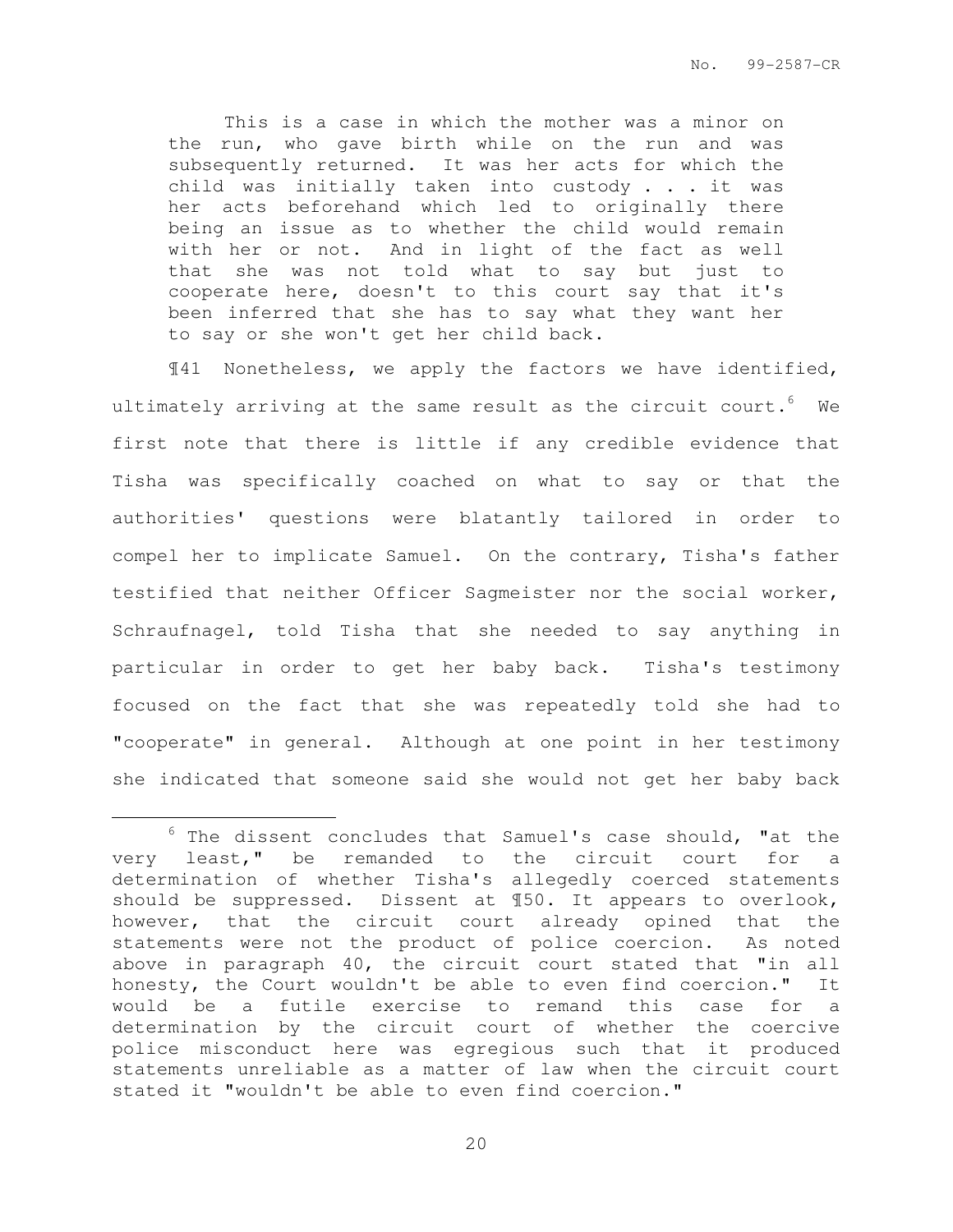> This is a case in which the mother was a minor on the run, who gave birth while on the run and was subsequently returned. It was her acts for which the child was initially taken into custody . . . it was her acts beforehand which led to originally there being an issue as to whether the child would remain with her or not. And in light of the fact as well that she was not told what to say but just to cooperate here, doesn't to this court say that it's been inferred that she has to say what they want her to say or she won't get her child back.

¶41 Nonetheless, we apply the factors we have identified, ultimately arriving at the same result as the circuit court.[6] We first note that there is little if any credible evidence that Tisha was specifically coached on what to say or that the authorities' questions were blatantly tailored in order to compel her to implicate Samuel. On the contrary, Tisha's father testified that neither Officer Sagmeister nor the social worker, Schraufnagel, told Tisha that she needed to say anything in particular in order to get her baby back. Tisha's testimony focused on the fact that she was repeatedly told she had to "cooperate" in general. Although at one point in her testimony she indicated that someone said she would not get her baby back

---

[6] The dissent concludes that Samuel's case should, "at the very least," be remanded to the circuit court for a determination of whether Tisha's allegedly coerced statements should be suppressed. Dissent at ¶50. It appears to overlook, however, that the circuit court already opined that the statements were not the product of police coercion. As noted above in paragraph 40, the circuit court stated that "in all honesty, the Court wouldn't be able to even find coercion." It would be a futile exercise to remand this case for a determination by the circuit court of whether the coercive police misconduct here was egregious such that it produced statements unreliable as a matter of law when the circuit court stated it "wouldn't be able to even find coercion."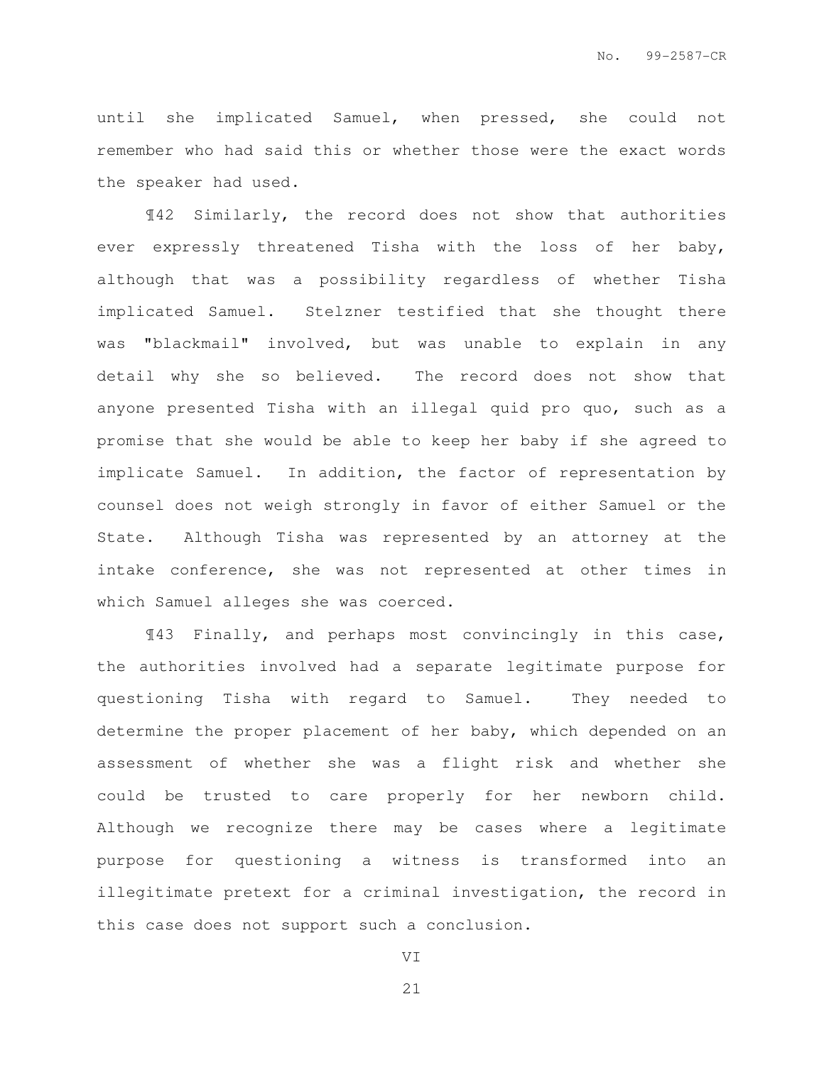until she implicated Samuel, when pressed, she could not remember who had said this or whether those were the exact words the speaker had used.

¶42 Similarly, the record does not show that authorities ever expressly threatened Tisha with the loss of her baby, although that was a possibility regardless of whether Tisha implicated Samuel. Stelzner testified that she thought there was "blackmail" involved, but was unable to explain in any detail why she so believed. The record does not show that anyone presented Tisha with an illegal quid pro quo, such as a promise that she would be able to keep her baby if she agreed to implicate Samuel. In addition, the factor of representation by counsel does not weigh strongly in favor of either Samuel or the State. Although Tisha was represented by an attorney at the intake conference, she was not represented at other times in which Samuel alleges she was coerced.

¶43 Finally, and perhaps most convincingly in this case, the authorities involved had a separate legitimate purpose for questioning Tisha with regard to Samuel. They needed to determine the proper placement of her baby, which depended on an assessment of whether she was a flight risk and whether she could be trusted to care properly for her newborn child. Although we recognize there may be cases where a legitimate purpose for questioning a witness is transformed into an illegitimate pretext for a criminal investigation, the record in this case does not support such a conclusion.

VI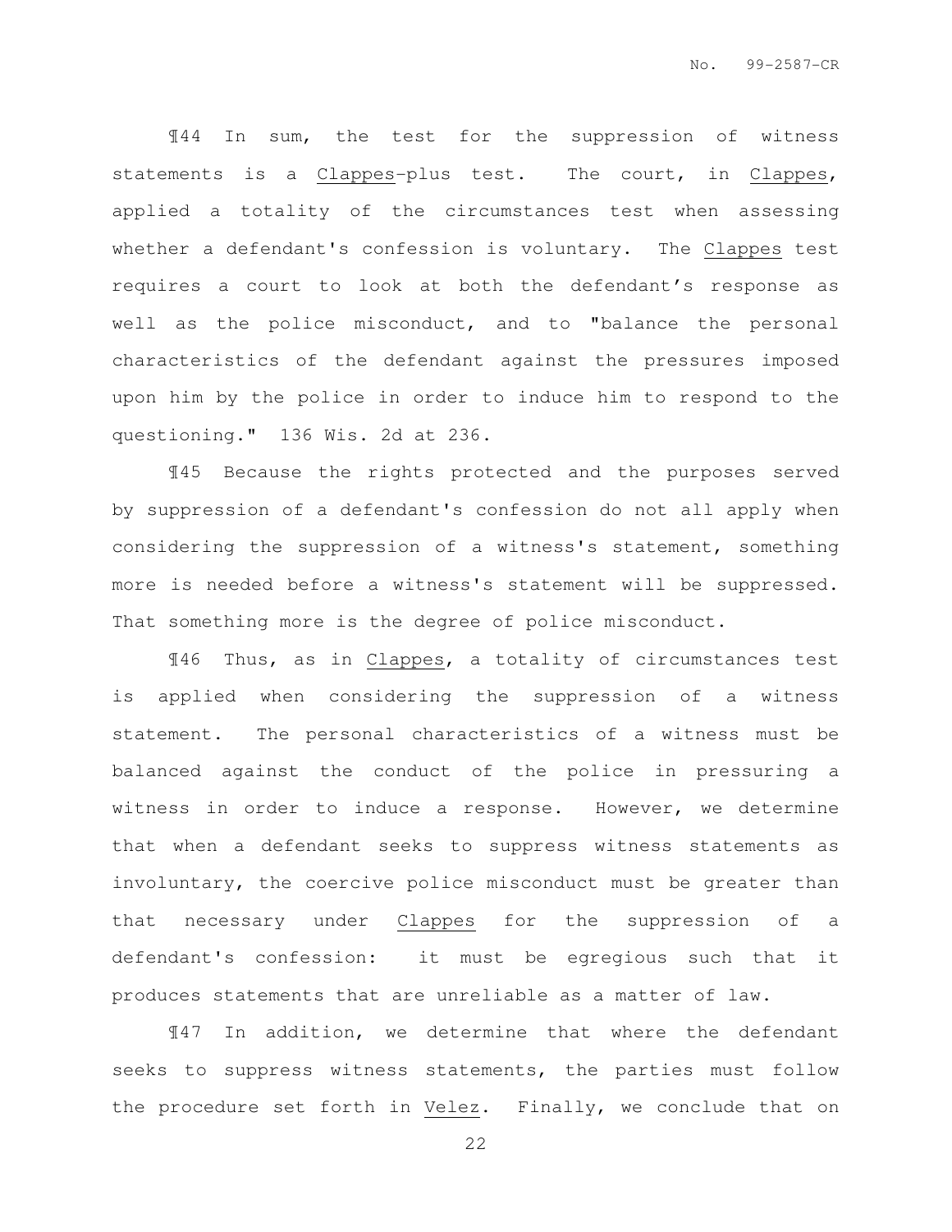¶44 In sum, the test for the suppression of witness statements is a Clappes-plus test. The court, in Clappes, applied a totality of the circumstances test when assessing whether a defendant's confession is voluntary. The Clappes test requires a court to look at both the defendant's response as well as the police misconduct, and to "balance the personal characteristics of the defendant against the pressures imposed upon him by the police in order to induce him to respond to the questioning." 136 Wis. 2d at 236.

¶45 Because the rights protected and the purposes served by suppression of a defendant's confession do not all apply when considering the suppression of a witness's statement, something more is needed before a witness's statement will be suppressed. That something more is the degree of police misconduct.

¶46 Thus, as in Clappes, a totality of circumstances test is applied when considering the suppression of a witness statement. The personal characteristics of a witness must be balanced against the conduct of the police in pressuring a witness in order to induce a response. However, we determine that when a defendant seeks to suppress witness statements as involuntary, the coercive police misconduct must be greater than that necessary under Clappes for the suppression of a defendant's confession: it must be egregious such that it produces statements that are unreliable as a matter of law.

¶47 In addition, we determine that where the defendant seeks to suppress witness statements, the parties must follow the procedure set forth in Velez. Finally, we conclude that on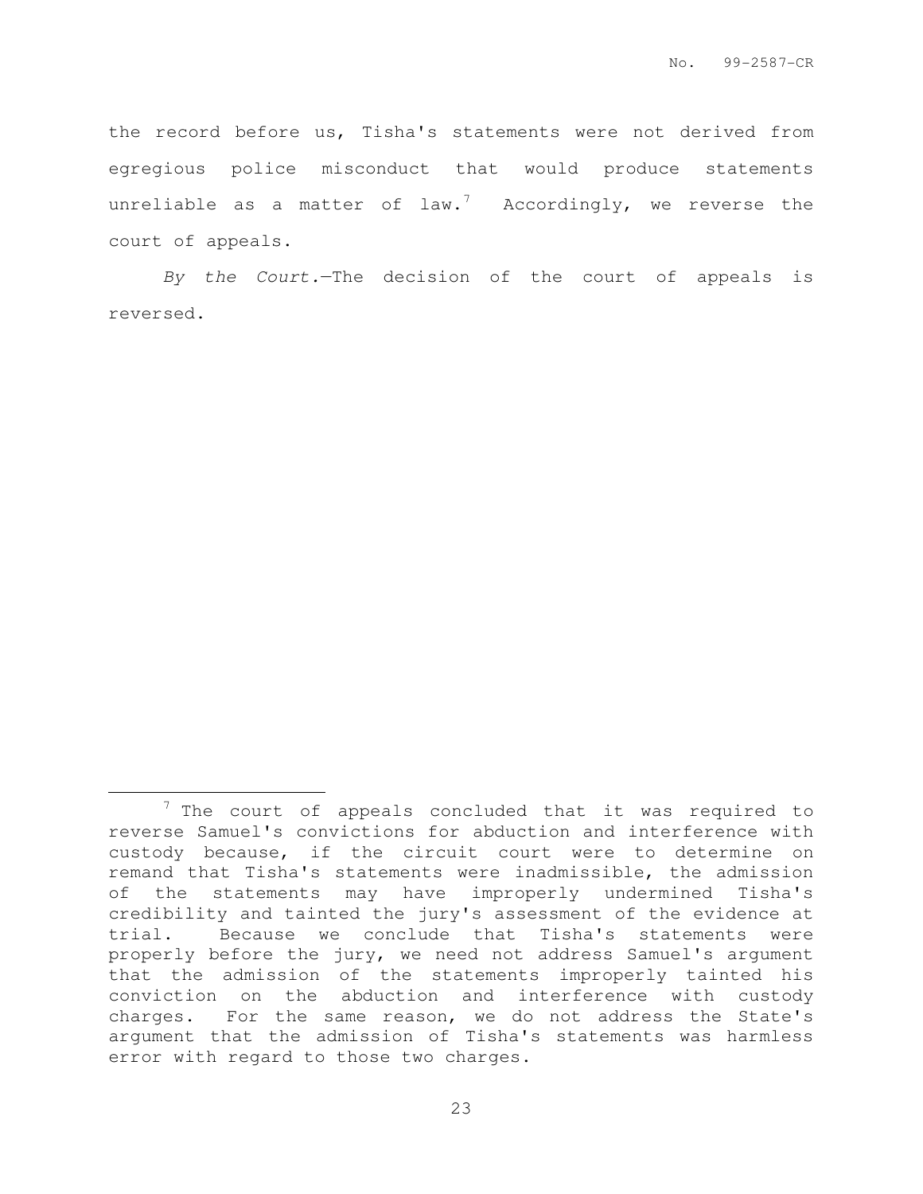the record before us, Tisha's statements were not derived from egregious police misconduct that would produce statements unreliable as a matter of law.[7] Accordingly, we reverse the court of appeals.

*By the Court.*—The decision of the court of appeals is reversed.

---

[7] The court of appeals concluded that it was required to reverse Samuel's convictions for abduction and interference with custody because, if the circuit court were to determine on remand that Tisha's statements were inadmissible, the admission of the statements may have improperly undermined Tisha's credibility and tainted the jury's assessment of the evidence at trial. Because we conclude that Tisha's statements were properly before the jury, we need not address Samuel's argument that the admission of the statements improperly tainted his conviction on the abduction and interference with custody charges. For the same reason, we do not address the State's argument that the admission of Tisha's statements was harmless error with regard to those two charges.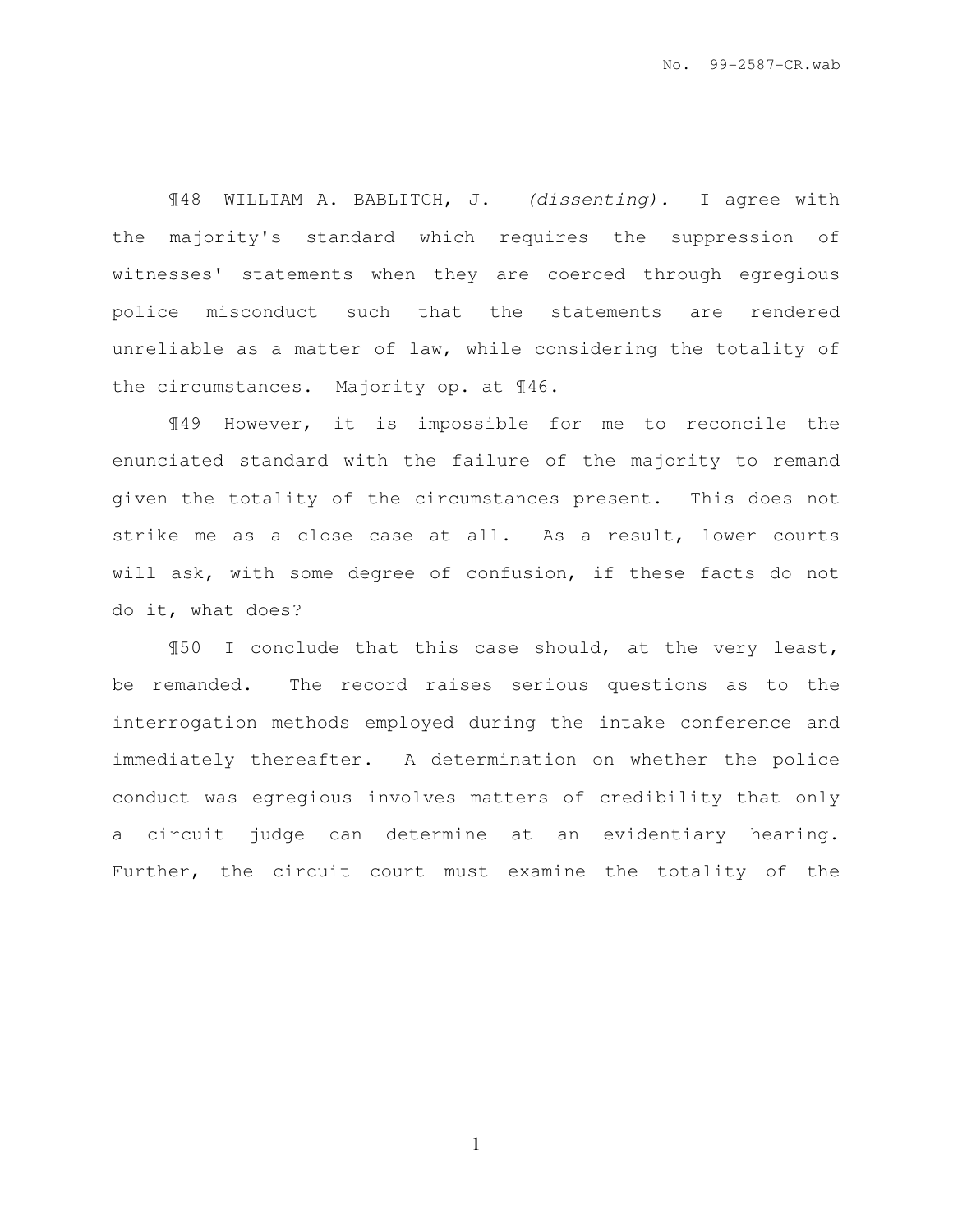¶48 WILLIAM A. BABLITCH, J. *(dissenting).* I agree with the majority's standard which requires the suppression of witnesses' statements when they are coerced through egregious police misconduct such that the statements are rendered unreliable as a matter of law, while considering the totality of the circumstances. Majority op. at ¶46.

¶49 However, it is impossible for me to reconcile the enunciated standard with the failure of the majority to remand given the totality of the circumstances present. This does not strike me as a close case at all. As a result, lower courts will ask, with some degree of confusion, if these facts do not do it, what does?

¶50 I conclude that this case should, at the very least, be remanded. The record raises serious questions as to the interrogation methods employed during the intake conference and immediately thereafter. A determination on whether the police conduct was egregious involves matters of credibility that only a circuit judge can determine at an evidentiary hearing. Further, the circuit court must examine the totality of the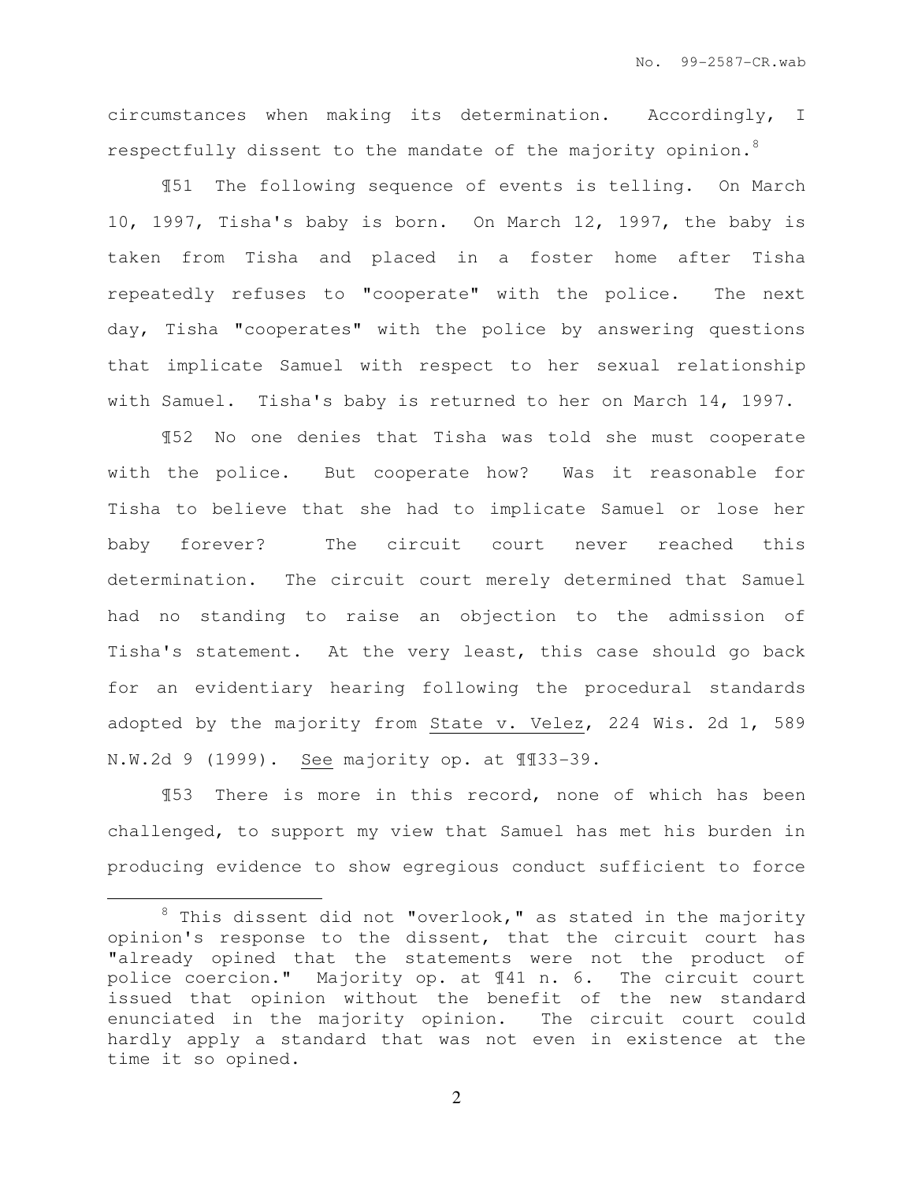circumstances when making its determination. Accordingly, I respectfully dissent to the mandate of the majority opinion.[8]

¶51 The following sequence of events is telling. On March 10, 1997, Tisha's baby is born. On March 12, 1997, the baby is taken from Tisha and placed in a foster home after Tisha repeatedly refuses to "cooperate" with the police. The next day, Tisha "cooperates" with the police by answering questions that implicate Samuel with respect to her sexual relationship with Samuel. Tisha's baby is returned to her on March 14, 1997.

¶52 No one denies that Tisha was told she must cooperate with the police. But cooperate how? Was it reasonable for Tisha to believe that she had to implicate Samuel or lose her baby forever? The circuit court never reached this determination. The circuit court merely determined that Samuel had no standing to raise an objection to the admission of Tisha's statement. At the very least, this case should go back for an evidentiary hearing following the procedural standards adopted by the majority from <u>State v. Velez</u>, 224 Wis. 2d 1, 589 N.W.2d 9 (1999). <u>See</u> majority op. at ¶¶33-39.

¶53 There is more in this record, none of which has been challenged, to support my view that Samuel has met his burden in producing evidence to show egregious conduct sufficient to force

---

[8] This dissent did not "overlook," as stated in the majority opinion's response to the dissent, that the circuit court has "already opined that the statements were not the product of police coercion." Majority op. at ¶41 n. 6. The circuit court issued that opinion without the benefit of the new standard enunciated in the majority opinion. The circuit court could hardly apply a standard that was not even in existence at the time it so opined.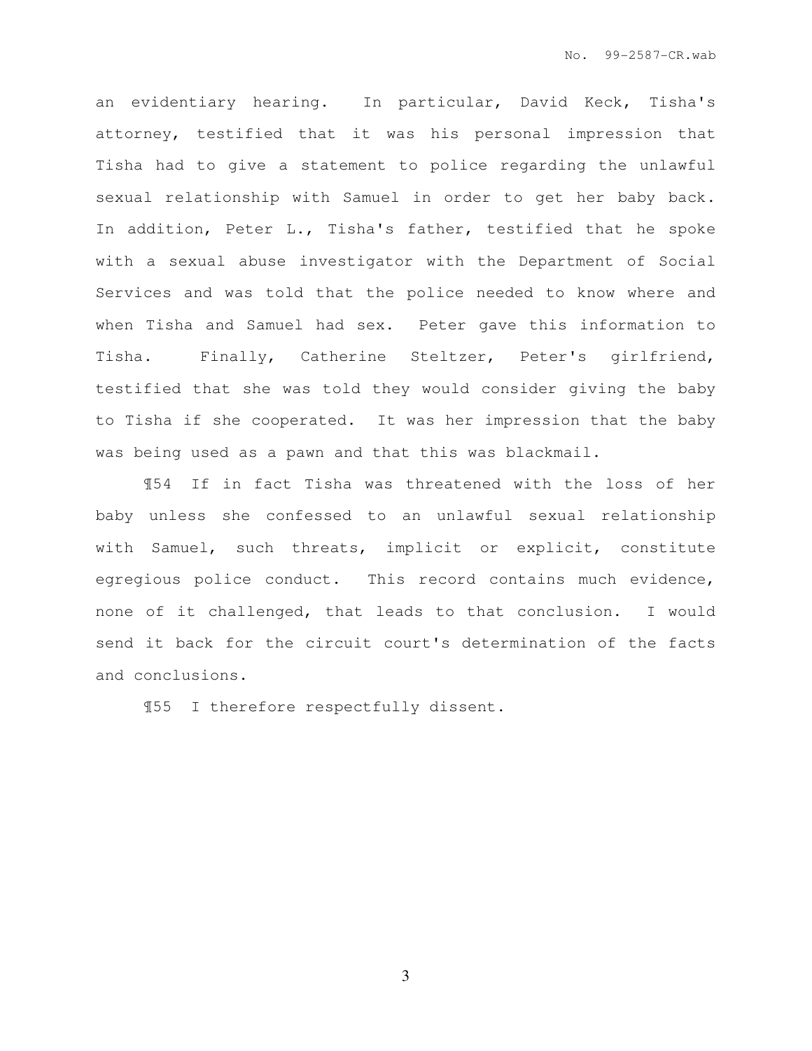an evidentiary hearing. In particular, David Keck, Tisha's attorney, testified that it was his personal impression that Tisha had to give a statement to police regarding the unlawful sexual relationship with Samuel in order to get her baby back. In addition, Peter L., Tisha's father, testified that he spoke with a sexual abuse investigator with the Department of Social Services and was told that the police needed to know where and when Tisha and Samuel had sex. Peter gave this information to Tisha. Finally, Catherine Steltzer, Peter's girlfriend, testified that she was told they would consider giving the baby to Tisha if she cooperated. It was her impression that the baby was being used as a pawn and that this was blackmail.

¶54 If in fact Tisha was threatened with the loss of her baby unless she confessed to an unlawful sexual relationship with Samuel, such threats, implicit or explicit, constitute egregious police conduct. This record contains much evidence, none of it challenged, that leads to that conclusion. I would send it back for the circuit court's determination of the facts and conclusions.

¶55 I therefore respectfully dissent.